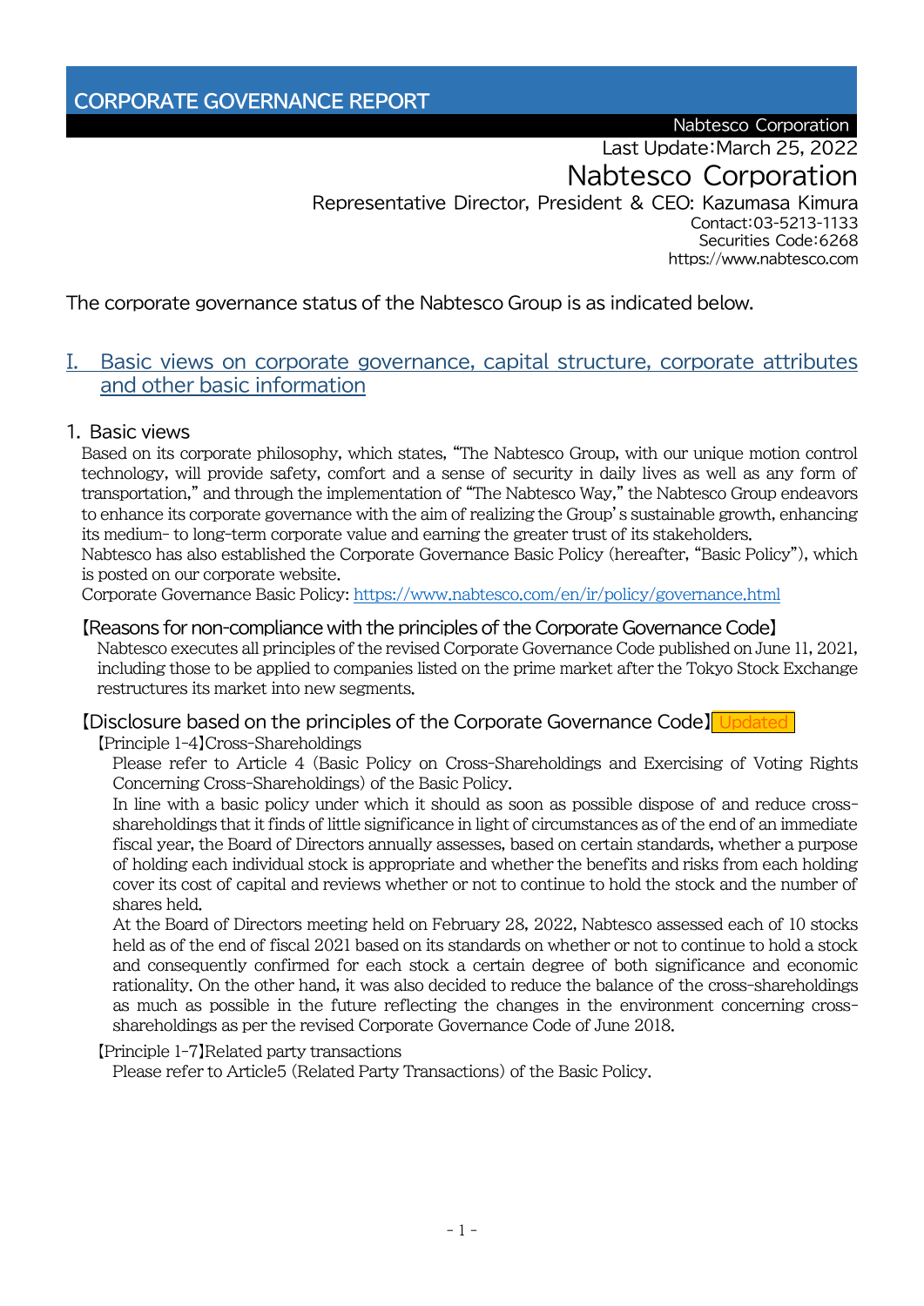# CORPORATE GOVERNANCE REPORT

Nabtesco Corporation

Last Update:March 25, 2022

Nabtesco Corporation

Representative Director, President & CEO: Kazumasa Kimura

Contact:03-5213-1133

Securities Code:6268

https://www.nabtesco.com

The corporate governance status of the Nabtesco Group is as indicated below.

## I. Basic views on corporate governance, capital structure, corporate attributes and other basic information

### 1. Basic views

Based on its corporate philosophy, which states, "The Nabtesco Group, with our unique motion control technology, will provide safety, comfort and a sense of security in daily lives as well as any form of transportation," and through the implementation of "The Nabtesco Way," the Nabtesco Group endeavors to enhance its corporate governance with the aim of realizing the Group's sustainable growth, enhancing its medium- to long-term corporate value and earning the greater trust of its stakeholders.

Nabtesco has also established the Corporate Governance Basic Policy (hereafter, "Basic Policy"), which is posted on our corporate website.

Corporate Governance Basic Policy: https://www.nabtesco.com/en/ir/policy/governance.html

#### 【Reasons for non-compliance with the principles of the Corporate Governance Code】

Nabtesco executes all principles of the revised Corporate Governance Code published on June 11, 2021, including those to be applied to companies listed on the prime market after the Tokyo Stock Exchange restructures its market into new segments.

#### 【Disclosure based on the principles of the Corporate Governance Code】 Updated

【Principle 1-4】Cross-Shareholdings

Please refer to Article 4 (Basic Policy on Cross-Shareholdings and Exercising of Voting Rights Concerning Cross-Shareholdings) of the Basic Policy.

In line with a basic policy under which it should as soon as possible dispose of and reduce cross-shareholdings that it finds of little significance in light of circumstances as of the end of an immediate fiscal year, the Board of Directors annually assesses, based on certain standards, whether a purpose of holding each individual stock is appropriate and whether the benefits and risks from each holding cover its cost of capital and reviews whether or not to continue to hold the stock and the number of shares held.

At the Board of Directors meeting held on February 28, 2022, Nabtesco assessed each of 10 stocks held as of the end of fiscal 2021 based on its standards on whether or not to continue to hold a stock and consequently confirmed for each stock a certain degree of both significance and economic rationality. On the other hand, it was also decided to reduce the balance of the cross-shareholdings as much as possible in the future reflecting the changes in the environment concerning cross-shareholdings as per the revised Corporate Governance Code of June 2018.

【Principle 1-7】Related party transactions

Please refer to Article5 (Related Party Transactions) of the Basic Policy.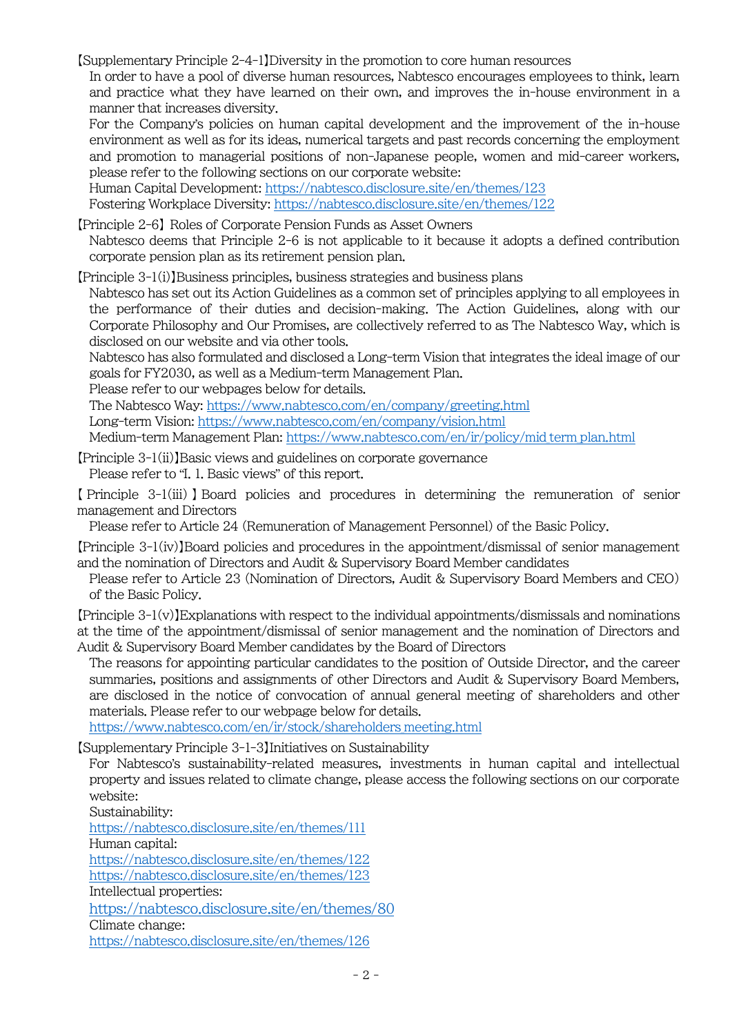【Supplementary Principle 2-4-1】Diversity in the promotion to core human resources

In order to have a pool of diverse human resources, Nabtesco encourages employees to think, learn and practice what they have learned on their own, and improves the in-house environment in a manner that increases diversity.

For the Company's policies on human capital development and the improvement of the in-house environment as well as for its ideas, numerical targets and past records concerning the employment and promotion to managerial positions of non-Japanese people, women and mid-career workers, please refer to the following sections on our corporate website:

Human Capital Development: https://nabtesco.disclosure.site/en/themes/123
Fostering Workplace Diversity: https://nabtesco.disclosure.site/en/themes/122

【Principle 2-6】 Roles of Corporate Pension Funds as Asset Owners

Nabtesco deems that Principle 2-6 is not applicable to it because it adopts a defined contribution corporate pension plan as its retirement pension plan.

【Principle 3-1(i)】Business principles, business strategies and business plans

Nabtesco has set out its Action Guidelines as a common set of principles applying to all employees in the performance of their duties and decision-making. The Action Guidelines, along with our Corporate Philosophy and Our Promises, are collectively referred to as The Nabtesco Way, which is disclosed on our website and via other tools.

Nabtesco has also formulated and disclosed a Long-term Vision that integrates the ideal image of our goals for FY2030, as well as a Medium-term Management Plan.

Please refer to our webpages below for details.

The Nabtesco Way: https://www.nabtesco.com/en/company/greeting.html
Long-term Vision: https://www.nabtesco.com/en/company/vision.html
Medium-term Management Plan: https://www.nabtesco.com/en/ir/policy/mid_term_plan.html

【Principle 3-1(ii)】Basic views and guidelines on corporate governance

Please refer to "I. 1. Basic views" of this report.

【Principle 3-1(iii)】Board policies and procedures in determining the remuneration of senior management and Directors

Please refer to Article 24 (Remuneration of Management Personnel) of the Basic Policy.

【Principle 3-1(iv)】Board policies and procedures in the appointment/dismissal of senior management and the nomination of Directors and Audit & Supervisory Board Member candidates

Please refer to Article 23 (Nomination of Directors, Audit & Supervisory Board Members and CEO) of the Basic Policy.

【Principle 3-1(v)】Explanations with respect to the individual appointments/dismissals and nominations at the time of the appointment/dismissal of senior management and the nomination of Directors and Audit & Supervisory Board Member candidates by the Board of Directors

The reasons for appointing particular candidates to the position of Outside Director, and the career summaries, positions and assignments of other Directors and Audit & Supervisory Board Members, are disclosed in the notice of convocation of annual general meeting of shareholders and other materials. Please refer to our webpage below for details.

https://www.nabtesco.com/en/ir/stock/shareholders_meeting.html

【Supplementary Principle 3-1-3】Initiatives on Sustainability

For Nabtesco's sustainability-related measures, investments in human capital and intellectual property and issues related to climate change, please access the following sections on our corporate website:

Sustainability:
https://nabtesco.disclosure.site/en/themes/111

Human capital:
https://nabtesco.disclosure.site/en/themes/122
https://nabtesco.disclosure.site/en/themes/123

Intellectual properties:
https://nabtesco.disclosure.site/en/themes/80

Climate change:
https://nabtesco.disclosure.site/en/themes/126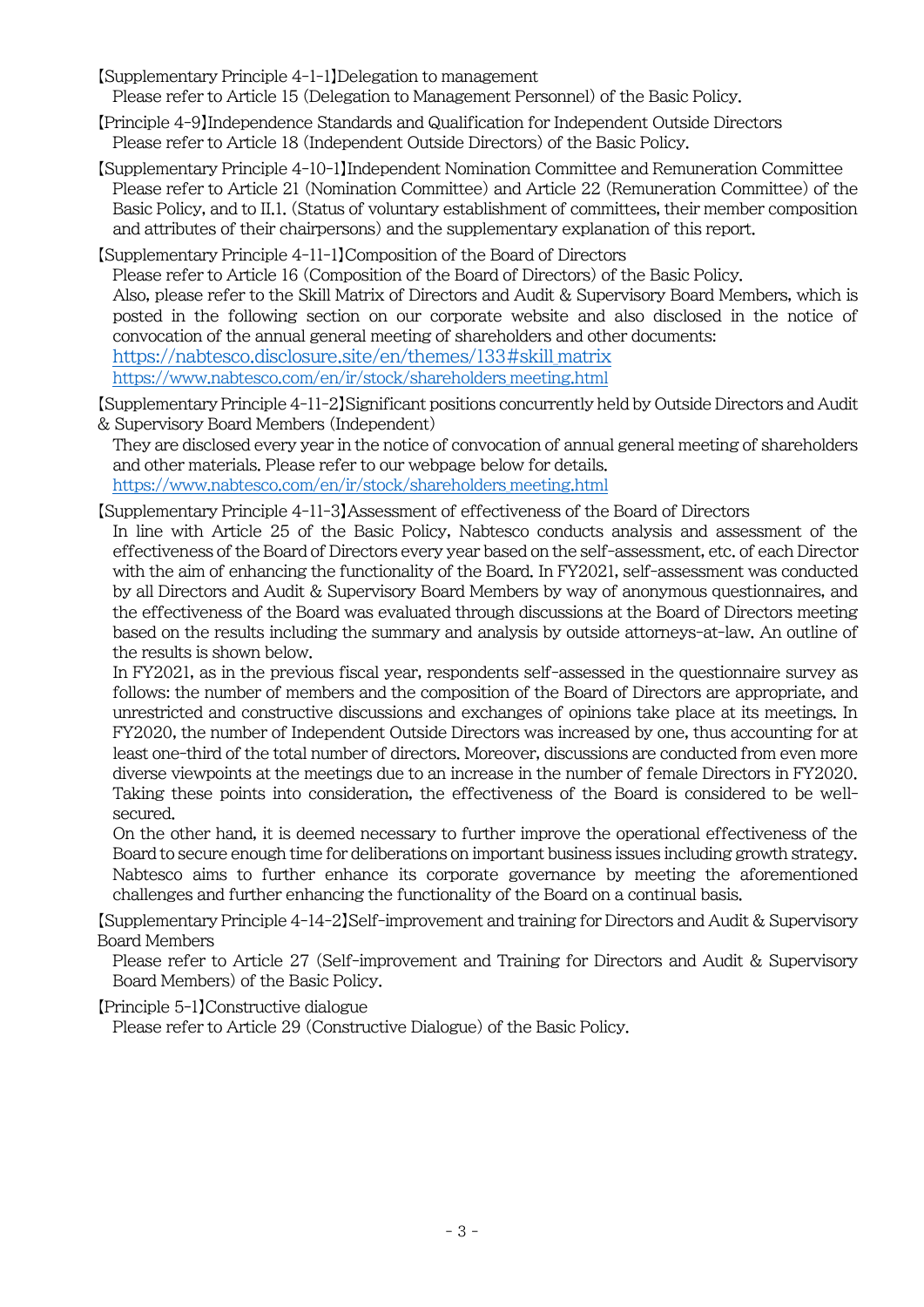【Supplementary Principle 4-1-1】Delegation to management

Please refer to Article 15 (Delegation to Management Personnel) of the Basic Policy.

【Principle 4-9】Independence Standards and Qualification for Independent Outside Directors

Please refer to Article 18 (Independent Outside Directors) of the Basic Policy.

【Supplementary Principle 4-10-1】Independent Nomination Committee and Remuneration Committee

Please refer to Article 21 (Nomination Committee) and Article 22 (Remuneration Committee) of the Basic Policy, and to II.1. (Status of voluntary establishment of committees, their member composition and attributes of their chairpersons) and the supplementary explanation of this report.

【Supplementary Principle 4-11-1】Composition of the Board of Directors

Please refer to Article 16 (Composition of the Board of Directors) of the Basic Policy.

Also, please refer to the Skill Matrix of Directors and Audit & Supervisory Board Members, which is posted in the following section on our corporate website and also disclosed in the notice of convocation of the annual general meeting of shareholders and other documents:

https://nabtesco.disclosure.site/en/themes/133#skill matrix

https://www.nabtesco.com/en/ir/stock/shareholders meeting.html

【Supplementary Principle 4-11-2】Significant positions concurrently held by Outside Directors and Audit & Supervisory Board Members (Independent)

They are disclosed every year in the notice of convocation of annual general meeting of shareholders and other materials. Please refer to our webpage below for details.

https://www.nabtesco.com/en/ir/stock/shareholders meeting.html

【Supplementary Principle 4-11-3】Assessment of effectiveness of the Board of Directors

In line with Article 25 of the Basic Policy, Nabtesco conducts analysis and assessment of the effectiveness of the Board of Directors every year based on the self-assessment, etc. of each Director with the aim of enhancing the functionality of the Board. In FY2021, self-assessment was conducted by all Directors and Audit & Supervisory Board Members by way of anonymous questionnaires, and the effectiveness of the Board was evaluated through discussions at the Board of Directors meeting based on the results including the summary and analysis by outside attorneys-at-law. An outline of the results is shown below.

In FY2021, as in the previous fiscal year, respondents self-assessed in the questionnaire survey as follows: the number of members and the composition of the Board of Directors are appropriate, and unrestricted and constructive discussions and exchanges of opinions take place at its meetings. In FY2020, the number of Independent Outside Directors was increased by one, thus accounting for at least one-third of the total number of directors. Moreover, discussions are conducted from even more diverse viewpoints at the meetings due to an increase in the number of female Directors in FY2020. Taking these points into consideration, the effectiveness of the Board is considered to be well-secured.

On the other hand, it is deemed necessary to further improve the operational effectiveness of the Board to secure enough time for deliberations on important business issues including growth strategy. Nabtesco aims to further enhance its corporate governance by meeting the aforementioned challenges and further enhancing the functionality of the Board on a continual basis.

【Supplementary Principle 4-14-2】Self-improvement and training for Directors and Audit & Supervisory Board Members

Please refer to Article 27 (Self-improvement and Training for Directors and Audit & Supervisory Board Members) of the Basic Policy.

【Principle 5-1】Constructive dialogue

Please refer to Article 29 (Constructive Dialogue) of the Basic Policy.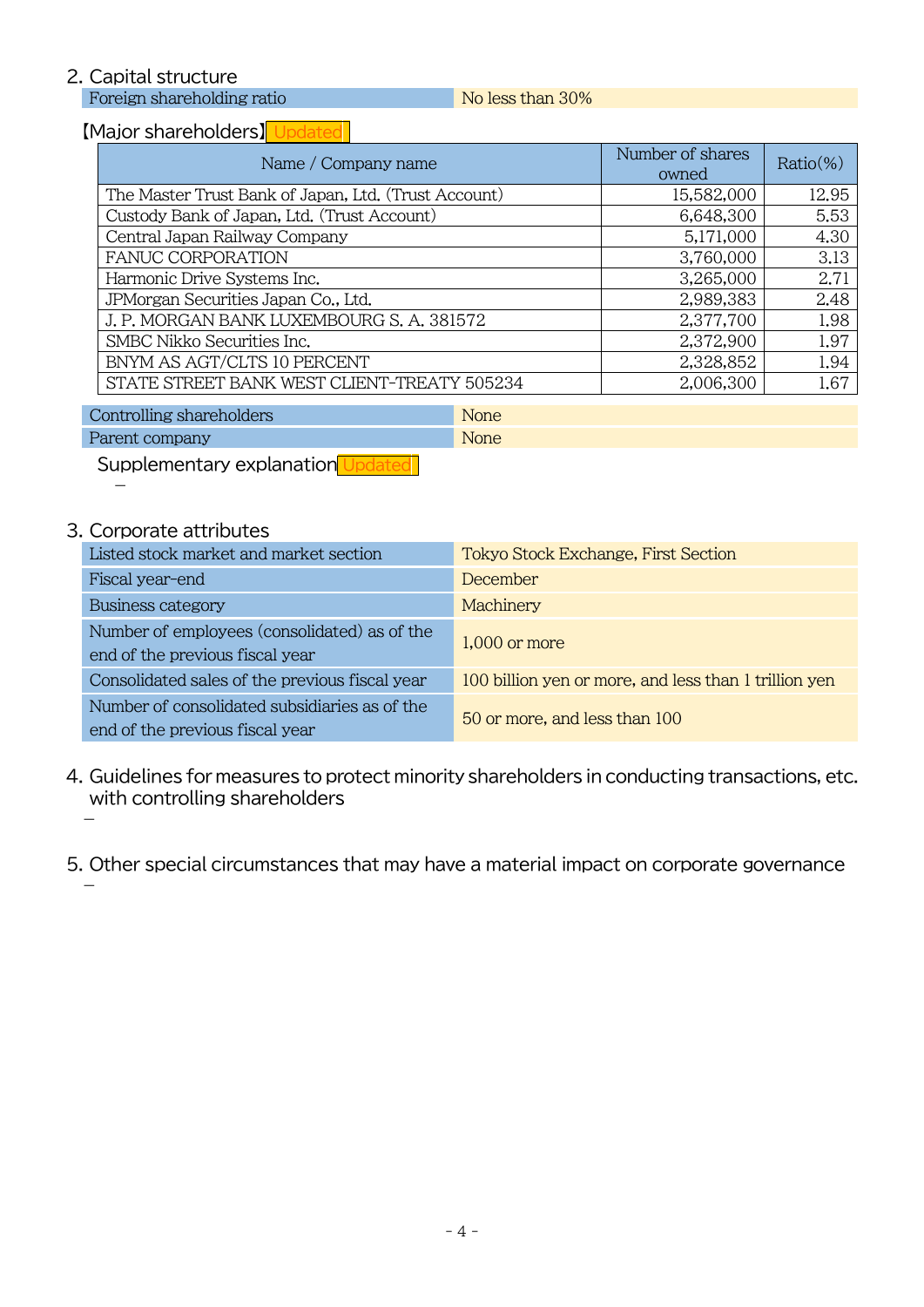## 2. Capital structure

| Foreign shareholding ratio | No less than 30% |
|---|---|

【Major shareholders】Updated

| Name / Company name | Number of shares owned | Ratio(%) |
|---|---|---|
| The Master Trust Bank of Japan, Ltd. (Trust Account) | 15,582,000 | 12.95 |
| Custody Bank of Japan, Ltd. (Trust Account) | 6,648,300 | 5.53 |
| Central Japan Railway Company | 5,171,000 | 4.30 |
| FANUC CORPORATION | 3,760,000 | 3.13 |
| Harmonic Drive Systems Inc. | 3,265,000 | 2.71 |
| JPMorgan Securities Japan Co., Ltd. | 2,989,383 | 2.48 |
| J. P. MORGAN BANK LUXEMBOURG S. A. 381572 | 2,377,700 | 1.98 |
| SMBC Nikko Securities Inc. | 2,372,900 | 1.97 |
| BNYM AS AGT/CLTS 10 PERCENT | 2,328,852 | 1.94 |
| STATE STREET BANK WEST CLIENT-TREATY 505234 | 2,006,300 | 1.67 |

| Controlling shareholders | None |
|---|---|
| Parent company | None |

Supplementary explanation Updated

–

## 3. Corporate attributes

| Listed stock market and market section | Tokyo Stock Exchange, First Section |
|---|---|
| Fiscal year-end | December |
| Business category | Machinery |
| Number of employees (consolidated) as of the end of the previous fiscal year | 1,000 or more |
| Consolidated sales of the previous fiscal year | 100 billion yen or more, and less than 1 trillion yen |
| Number of consolidated subsidiaries as of the end of the previous fiscal year | 50 or more, and less than 100 |

## 4. Guidelines for measures to protect minority shareholders in conducting transactions, etc. with controlling shareholders

–

## 5. Other special circumstances that may have a material impact on corporate governance

–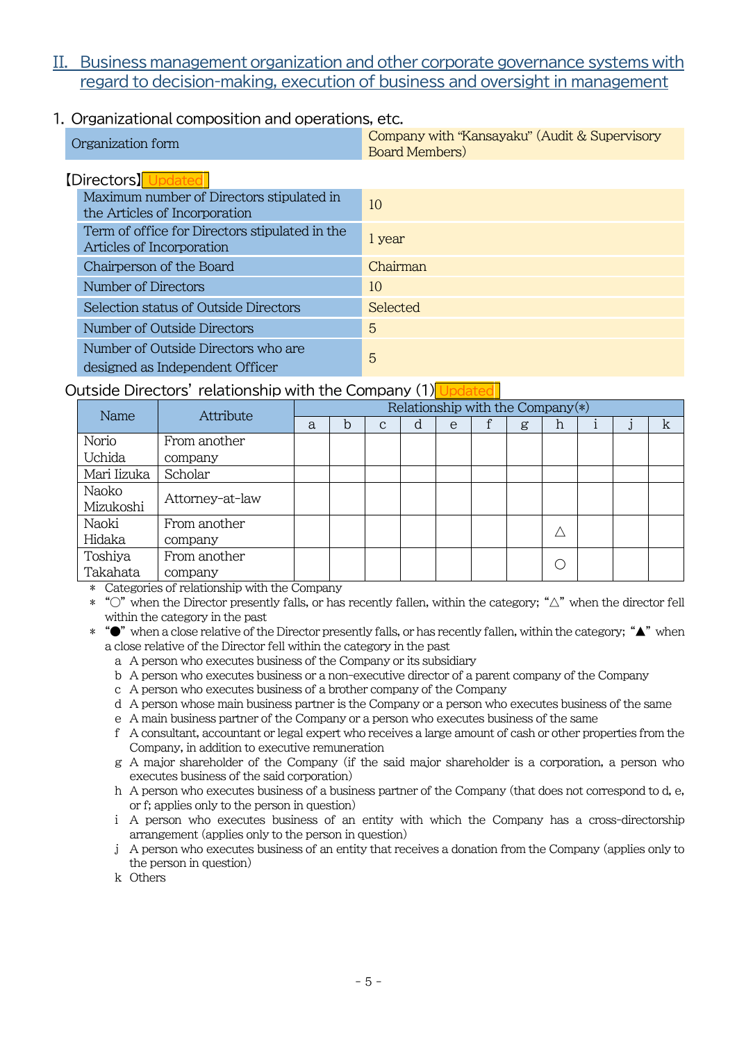## II. Business management organization and other corporate governance systems with regard to decision-making, execution of business and oversight in management

### 1. Organizational composition and operations, etc.

| Organization form | Company with "Kansayaku" (Audit & Supervisory Board Members) |
|---|---|

【Directors】Updated

| Maximum number of Directors stipulated in the Articles of Incorporation | 10 |
|---|---|
| Term of office for Directors stipulated in the Articles of Incorporation | 1 year |
| Chairperson of the Board | Chairman |
| Number of Directors | 10 |
| Selection status of Outside Directors | Selected |
| Number of Outside Directors | 5 |
| Number of Outside Directors who are designed as Independent Officer | 5 |

Outside Directors' relationship with the Company (1) Updated

| Name | Attribute | Relationship with the Company(*) | | | | | | | | | | |
|---|---|---|---|---|---|---|---|---|---|---|---|---|
| | | a | b | c | d | e | f | g | h | i | j | k |
| Norio Uchida | From another company | | | | | | | | | | | |
| Mari Iizuka | Scholar | | | | | | | | | | | |
| Naoko Mizukoshi | Attorney-at-law | | | | | | | | | | | |
| Naoki Hidaka | From another company | | | | | | | | △ | | | |
| Toshiya Takahata | From another company | | | | | | | | ○ | | | |

\* Categories of relationship with the Company

\* "○" when the Director presently falls, or has recently fallen, within the category; "△" when the director fell within the category in the past

\* "●" when a close relative of the Director presently falls, or has recently fallen, within the category; "▲" when a close relative of the Director fell within the category in the past

- a A person who executes business of the Company or its subsidiary
- b A person who executes business or a non-executive director of a parent company of the Company
- c A person who executes business of a brother company of the Company
- d A person whose main business partner is the Company or a person who executes business of the same
- e A main business partner of the Company or a person who executes business of the same
- f A consultant, accountant or legal expert who receives a large amount of cash or other properties from the Company, in addition to executive remuneration
- g A major shareholder of the Company (if the said major shareholder is a corporation, a person who executes business of the said corporation)
- h A person who executes business of a business partner of the Company (that does not correspond to d, e, or f; applies only to the person in question)
- i A person who executes business of an entity with which the Company has a cross-directorship arrangement (applies only to the person in question)
- j A person who executes business of an entity that receives a donation from the Company (applies only to the person in question)
- k Others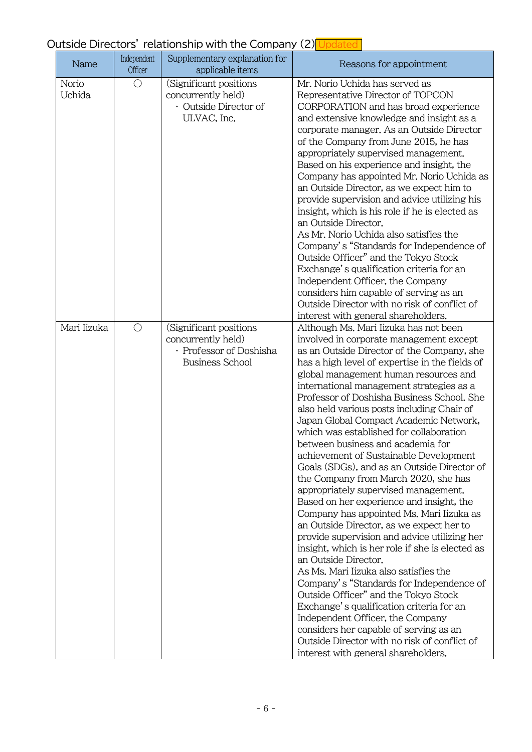## Outside Directors' relationship with the Company (2) Updated

| Name | Independent Officer | Supplementary explanation for applicable items | Reasons for appointment |
|---|---|---|---|
| Norio Uchida | ○ | (Significant positions concurrently held)<br>・Outside Director of ULVAC, Inc. | Mr. Norio Uchida has served as Representative Director of TOPCON CORPORATION and has broad experience and extensive knowledge and insight as a corporate manager. As an Outside Director of the Company from June 2015, he has appropriately supervised management. Based on his experience and insight, the Company has appointed Mr. Norio Uchida as an Outside Director, as we expect him to provide supervision and advice utilizing his insight, which is his role if he is elected as an Outside Director.<br>As Mr. Norio Uchida also satisfies the Company's "Standards for Independence of Outside Officer" and the Tokyo Stock Exchange's qualification criteria for an Independent Officer, the Company considers him capable of serving as an Outside Director with no risk of conflict of interest with general shareholders. |
| Mari Iizuka | ○ | (Significant positions concurrently held)<br>・Professor of Doshisha Business School | Although Ms. Mari Iizuka has not been involved in corporate management except as an Outside Director of the Company, she has a high level of expertise in the fields of global management human resources and international management strategies as a Professor of Doshisha Business School. She also held various posts including Chair of Japan Global Compact Academic Network, which was established for collaboration between business and academia for achievement of Sustainable Development Goals (SDGs), and as an Outside Director of the Company from March 2020, she has appropriately supervised management. Based on her experience and insight, the Company has appointed Ms. Mari Iizuka as an Outside Director, as we expect her to provide supervision and advice utilizing her insight, which is her role if she is elected as an Outside Director.<br>As Ms. Mari Iizuka also satisfies the Company's "Standards for Independence of Outside Officer" and the Tokyo Stock Exchange's qualification criteria for an Independent Officer, the Company considers her capable of serving as an Outside Director with no risk of conflict of interest with general shareholders. |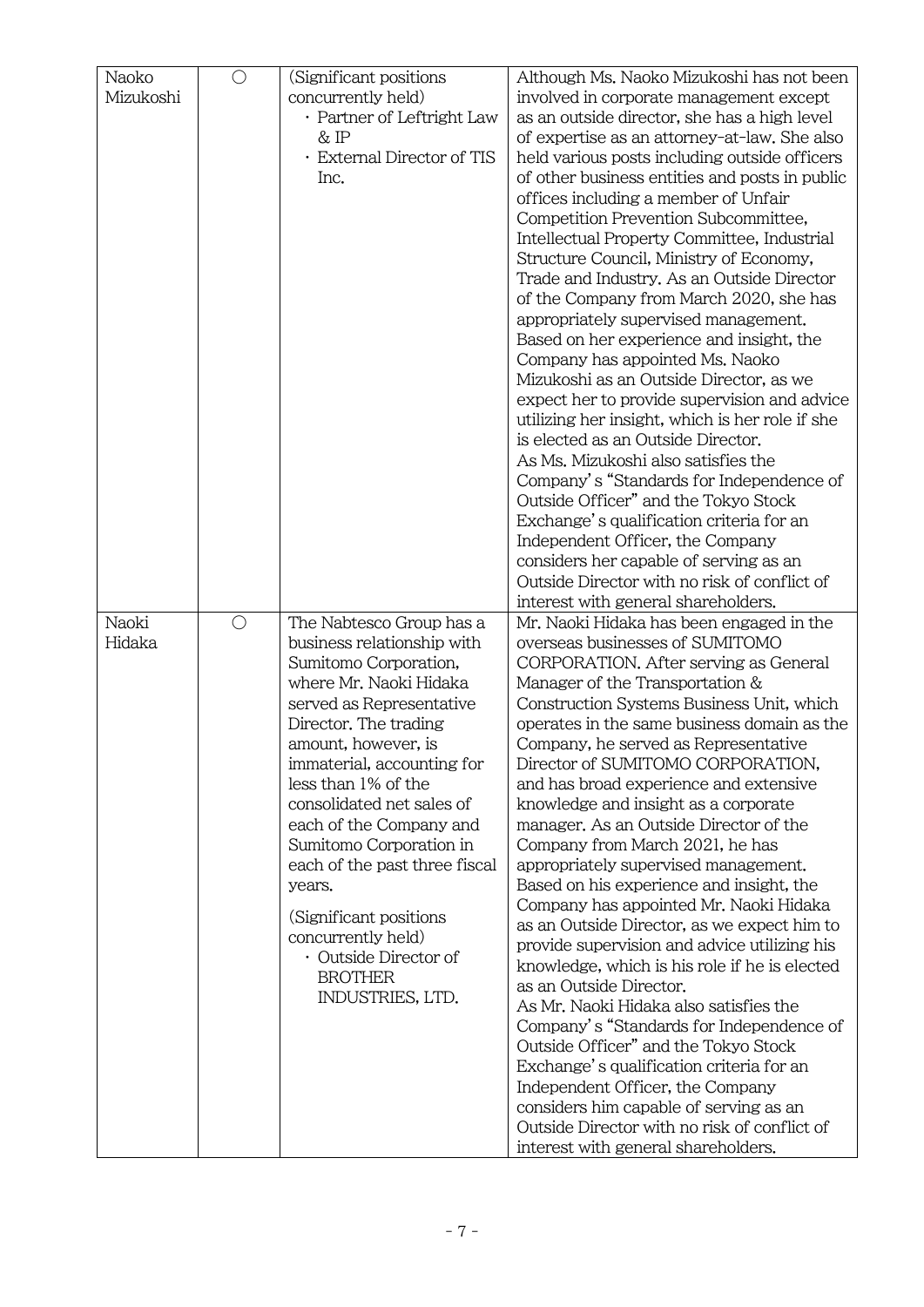| | | | |
|---|---|---|---|
| Naoko Mizukoshi | ○ | (Significant positions concurrently held)<br>・Partner of Leftright Law & IP<br>・External Director of TIS Inc. | Although Ms. Naoko Mizukoshi has not been involved in corporate management except as an outside director, she has a high level of expertise as an attorney-at-law. She also held various posts including outside officers of other business entities and posts in public offices including a member of Unfair Competition Prevention Subcommittee, Intellectual Property Committee, Industrial Structure Council, Ministry of Economy, Trade and Industry. As an Outside Director of the Company from March 2020, she has appropriately supervised management. Based on her experience and insight, the Company has appointed Ms. Naoko Mizukoshi as an Outside Director, as we expect her to provide supervision and advice utilizing her insight, which is her role if she is elected as an Outside Director.<br>As Ms. Mizukoshi also satisfies the Company's "Standards for Independence of Outside Officer" and the Tokyo Stock Exchange's qualification criteria for an Independent Officer, the Company considers her capable of serving as an Outside Director with no risk of conflict of interest with general shareholders. |
| Naoki Hidaka | ○ | The Nabtesco Group has a business relationship with Sumitomo Corporation, where Mr. Naoki Hidaka served as Representative Director. The trading amount, however, is immaterial, accounting for less than 1% of the consolidated net sales of each of the Company and Sumitomo Corporation in each of the past three fiscal years.<br>(Significant positions concurrently held)<br>・Outside Director of BROTHER INDUSTRIES, LTD. | Mr. Naoki Hidaka has been engaged in the overseas businesses of SUMITOMO CORPORATION. After serving as General Manager of the Transportation & Construction Systems Business Unit, which operates in the same business domain as the Company, he served as Representative Director of SUMITOMO CORPORATION, and has broad experience and extensive knowledge and insight as a corporate manager. As an Outside Director of the Company from March 2021, he has appropriately supervised management. Based on his experience and insight, the Company has appointed Mr. Naoki Hidaka as an Outside Director, as we expect him to provide supervision and advice utilizing his knowledge, which is his role if he is elected as an Outside Director.<br>As Mr. Naoki Hidaka also satisfies the Company's "Standards for Independence of Outside Officer" and the Tokyo Stock Exchange's qualification criteria for an Independent Officer, the Company considers him capable of serving as an Outside Director with no risk of conflict of interest with general shareholders. |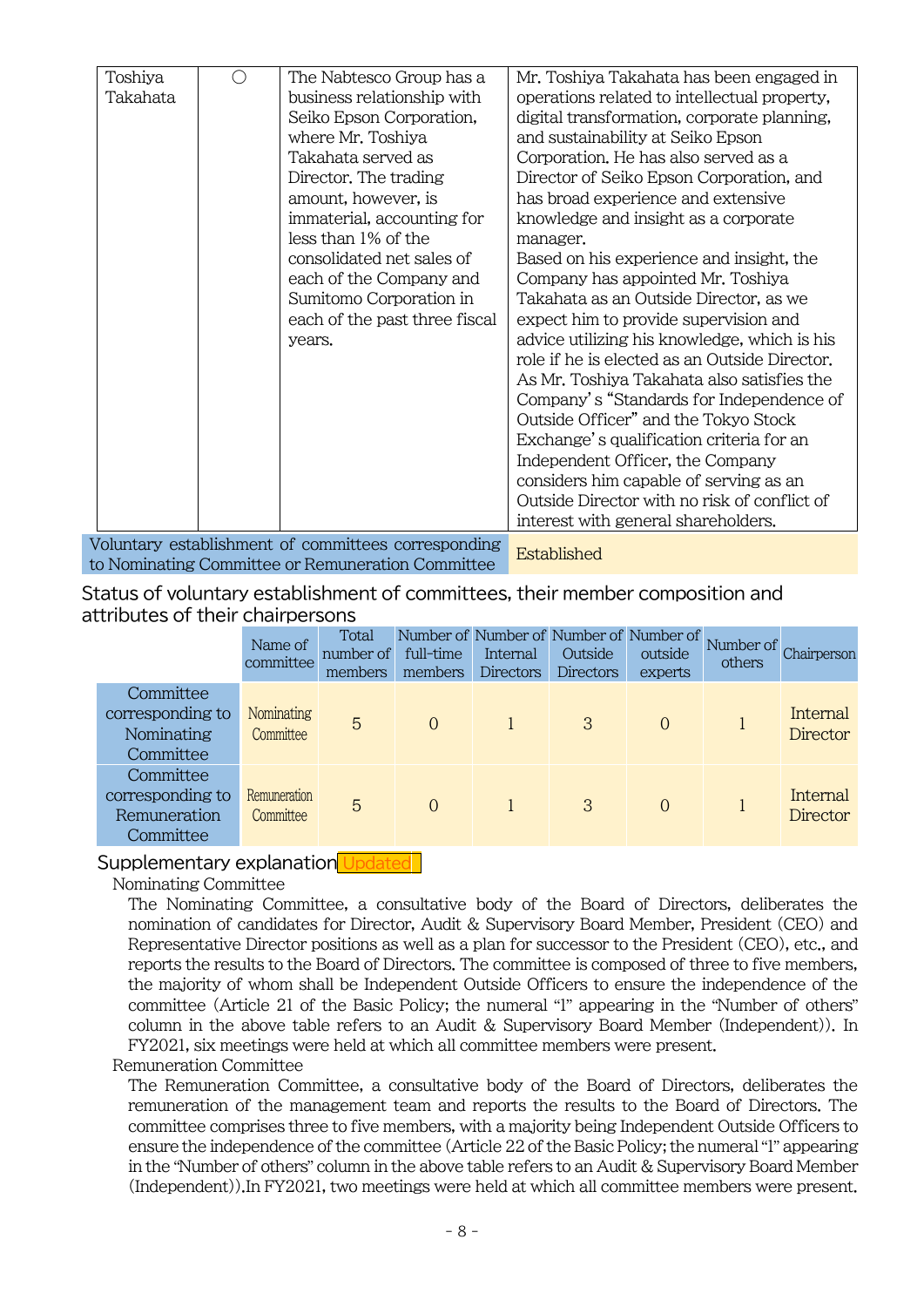| | | | |
|---|---|---|---|
| Toshiya Takahata | ○ | The Nabtesco Group has a business relationship with Seiko Epson Corporation, where Mr. Toshiya Takahata served as Director. The trading amount, however, is immaterial, accounting for less than 1% of the consolidated net sales of each of the Company and Sumitomo Corporation in each of the past three fiscal years. | Mr. Toshiya Takahata has been engaged in operations related to intellectual property, digital transformation, corporate planning, and sustainability at Seiko Epson Corporation. He has also served as a Director of Seiko Epson Corporation, and has broad experience and extensive knowledge and insight as a corporate manager. Based on his experience and insight, the Company has appointed Mr. Toshiya Takahata as an Outside Director, as we expect him to provide supervision and advice utilizing his knowledge, which is his role if he is elected as an Outside Director. As Mr. Toshiya Takahata also satisfies the Company's "Standards for Independence of Outside Officer" and the Tokyo Stock Exchange's qualification criteria for an Independent Officer, the Company considers him capable of serving as an Outside Director with no risk of conflict of interest with general shareholders. |

| Voluntary establishment of committees corresponding to Nominating Committee or Remuneration Committee | Established |
|---|---|

Status of voluntary establishment of committees, their member composition and attributes of their chairpersons

| | Name of committee | Total number of members | Number of full-time members | Number of Internal Directors | Number of Outside Directors | Number of outside experts | Number of others | Chairperson |
|---|---|---|---|---|---|---|---|---|
| Committee corresponding to Nominating Committee | Nominating Committee | 5 | 0 | 1 | 3 | 0 | 1 | Internal Director |
| Committee corresponding to Remuneration Committee | Remuneration Committee | 5 | 0 | 1 | 3 | 0 | 1 | Internal Director |

Supplementary explanation Updated

Nominating Committee

The Nominating Committee, a consultative body of the Board of Directors, deliberates the nomination of candidates for Director, Audit & Supervisory Board Member, President (CEO) and Representative Director positions as well as a plan for successor to the President (CEO), etc., and reports the results to the Board of Directors. The committee is composed of three to five members, the majority of whom shall be Independent Outside Officers to ensure the independence of the committee (Article 21 of the Basic Policy; the numeral "1" appearing in the "Number of others" column in the above table refers to an Audit & Supervisory Board Member (Independent)). In FY2021, six meetings were held at which all committee members were present.

Remuneration Committee

The Remuneration Committee, a consultative body of the Board of Directors, deliberates the remuneration of the management team and reports the results to the Board of Directors. The committee comprises three to five members, with a majority being Independent Outside Officers to ensure the independence of the committee (Article 22 of the Basic Policy; the numeral "1" appearing in the "Number of others" column in the above table refers to an Audit & Supervisory Board Member (Independent)).In FY2021, two meetings were held at which all committee members were present.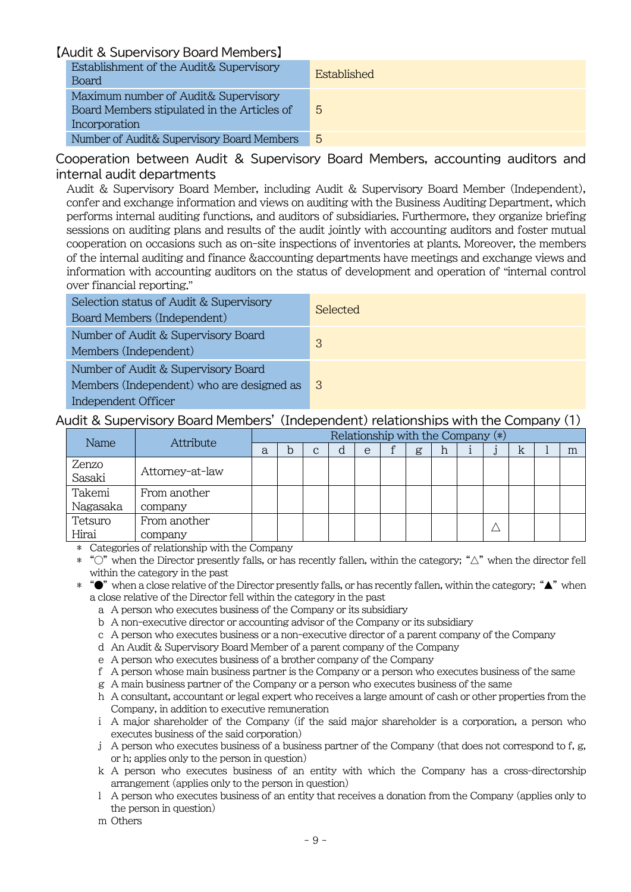## 【Audit & Supervisory Board Members】

| Establishment of the Audit& Supervisory Board | Established |
|---|---|
| Maximum number of Audit& Supervisory Board Members stipulated in the Articles of Incorporation | 5 |
| Number of Audit& Supervisory Board Members | 5 |

### Cooperation between Audit & Supervisory Board Members, accounting auditors and internal audit departments

Audit & Supervisory Board Member, including Audit & Supervisory Board Member (Independent), confer and exchange information and views on auditing with the Business Auditing Department, which performs internal auditing functions, and auditors of subsidiaries. Furthermore, they organize briefing sessions on auditing plans and results of the audit jointly with accounting auditors and foster mutual cooperation on occasions such as on-site inspections of inventories at plants. Moreover, the members of the internal auditing and finance &accounting departments have meetings and exchange views and information with accounting auditors on the status of development and operation of “internal control over financial reporting.”

| Selection status of Audit & Supervisory Board Members (Independent) | Selected |
|---|---|
| Number of Audit & Supervisory Board Members (Independent) | 3 |
| Number of Audit & Supervisory Board Members (Independent) who are designed as Independent Officer | 3 |

### Audit & Supervisory Board Members’ (Independent) relationships with the Company (1)

| Name | Attribute | Relationship with the Company (*) | | | | | | | | | | | | |
|---|---|---|---|---|---|---|---|---|---|---|---|---|---|---|
| | | a | b | c | d | e | f | g | h | i | j | k | l | m |
| Zenzo Sasaki | Attorney-at-law | | | | | | | | | | | | | |
| Takemi Nagasaka | From another company | | | | | | | | | | | | | |
| Tetsuro Hirai | From another company | | | | | | | | | | △ | | | |

\* Categories of relationship with the Company

\* “○” when the Director presently falls, or has recently fallen, within the category; “△” when the director fell within the category in the past

\* “●” when a close relative of the Director presently falls, or has recently fallen, within the category; “▲” when a close relative of the Director fell within the category in the past

- a A person who executes business of the Company or its subsidiary
- b A non-executive director or accounting advisor of the Company or its subsidiary
- c A person who executes business or a non-executive director of a parent company of the Company
- d An Audit & Supervisory Board Member of a parent company of the Company
- e A person who executes business of a brother company of the Company
- f A person whose main business partner is the Company or a person who executes business of the same
- g A main business partner of the Company or a person who executes business of the same
- h A consultant, accountant or legal expert who receives a large amount of cash or other properties from the Company, in addition to executive remuneration
- i A major shareholder of the Company (if the said major shareholder is a corporation, a person who executes business of the said corporation)
- j A person who executes business of a business partner of the Company (that does not correspond to f, g, or h; applies only to the person in question)
- k A person who executes business of an entity with which the Company has a cross-directorship arrangement (applies only to the person in question)
- l A person who executes business of an entity that receives a donation from the Company (applies only to the person in question)
- m Others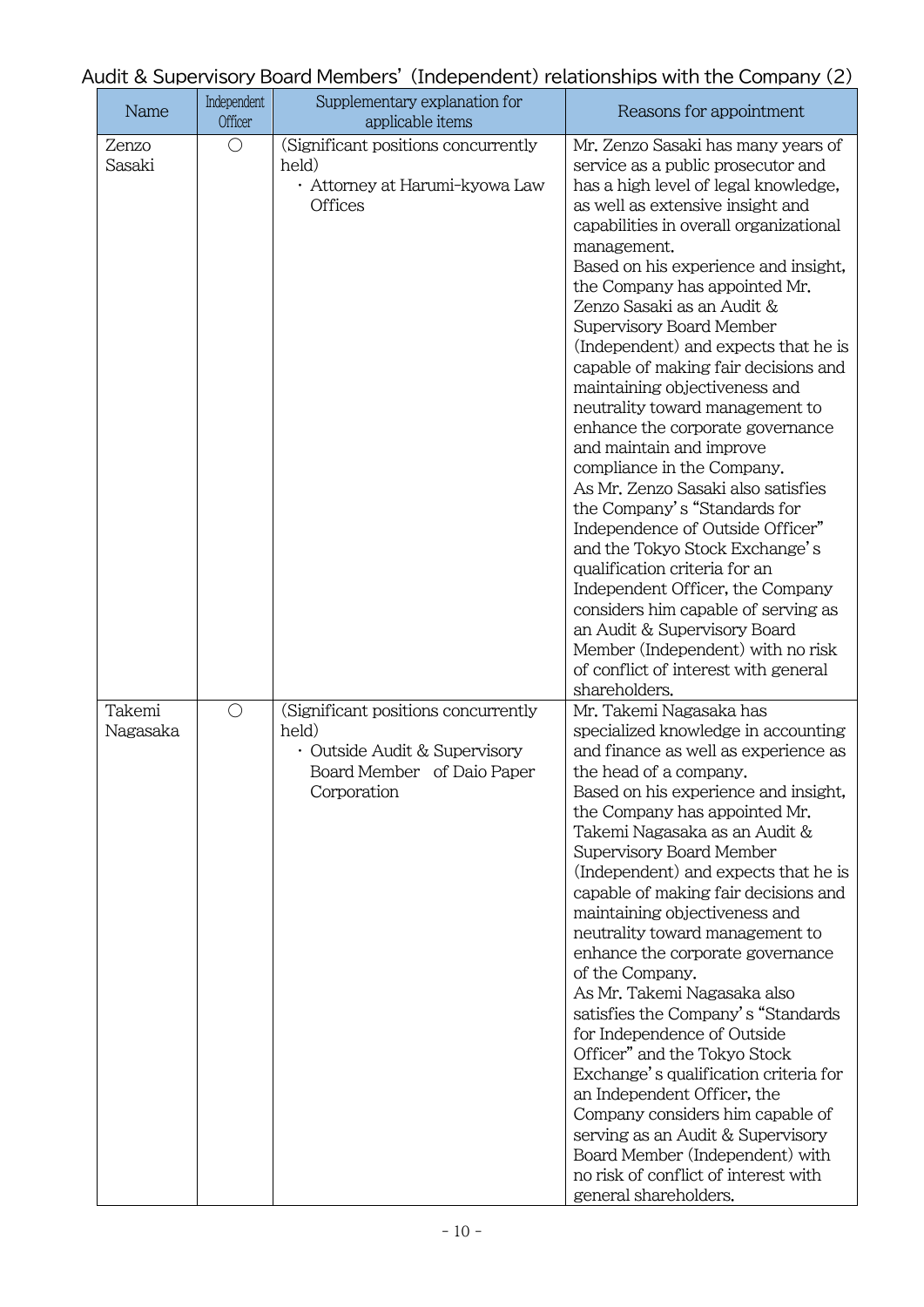## Audit & Supervisory Board Members' (Independent) relationships with the Company (2)

| Name | Independent Officer | Supplementary explanation for applicable items | Reasons for appointment |
|---|---|---|---|
| Zenzo Sasaki | ○ | (Significant positions concurrently held)<br>・Attorney at Harumi-kyowa Law Offices | Mr. Zenzo Sasaki has many years of service as a public prosecutor and has a high level of legal knowledge, as well as extensive insight and capabilities in overall organizational management.<br>Based on his experience and insight, the Company has appointed Mr. Zenzo Sasaki as an Audit & Supervisory Board Member (Independent) and expects that he is capable of making fair decisions and maintaining objectiveness and neutrality toward management to enhance the corporate governance and maintain and improve compliance in the Company.<br>As Mr. Zenzo Sasaki also satisfies the Company's "Standards for Independence of Outside Officer" and the Tokyo Stock Exchange's qualification criteria for an Independent Officer, the Company considers him capable of serving as an Audit & Supervisory Board Member (Independent) with no risk of conflict of interest with general shareholders. |
| Takemi Nagasaka | ○ | (Significant positions concurrently held)<br>・Outside Audit & Supervisory Board Member of Daio Paper Corporation | Mr. Takemi Nagasaka has specialized knowledge in accounting and finance as well as experience as the head of a company.<br>Based on his experience and insight, the Company has appointed Mr. Takemi Nagasaka as an Audit & Supervisory Board Member (Independent) and expects that he is capable of making fair decisions and maintaining objectiveness and neutrality toward management to enhance the corporate governance of the Company.<br>As Mr. Takemi Nagasaka also satisfies the Company's "Standards for Independence of Outside Officer" and the Tokyo Stock Exchange's qualification criteria for an Independent Officer, the Company considers him capable of serving as an Audit & Supervisory Board Member (Independent) with no risk of conflict of interest with general shareholders. |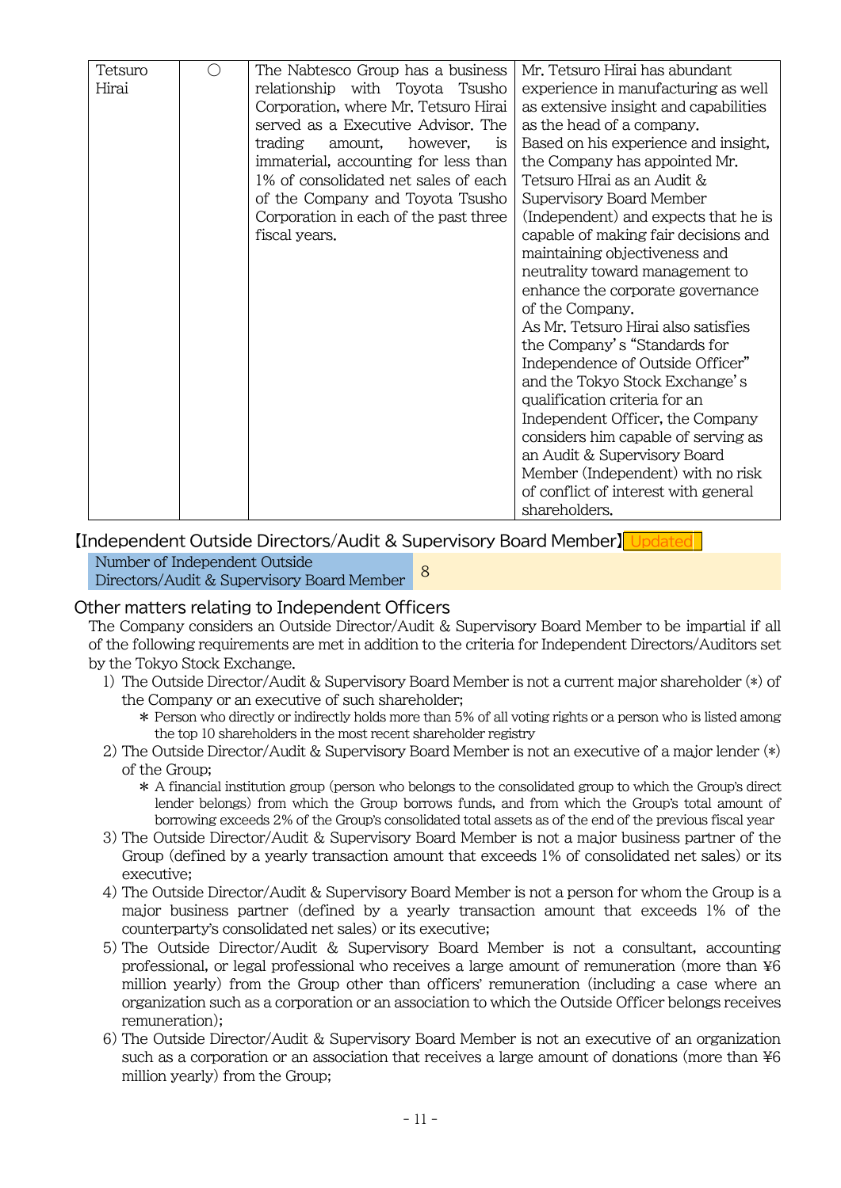| Tetsuro Hirai | ○ | The Nabtesco Group has a business relationship with Toyota Tsusho Corporation, where Mr. Tetsuro Hirai served as a Executive Advisor. The trading amount, however, is immaterial, accounting for less than 1% of consolidated net sales of each of the Company and Toyota Tsusho Corporation in each of the past three fiscal years. | Mr. Tetsuro Hirai has abundant experience in manufacturing as well as extensive insight and capabilities as the head of a company. Based on his experience and insight, the Company has appointed Mr. Tetsuro HIrai as an Audit & Supervisory Board Member (Independent) and expects that he is capable of making fair decisions and maintaining objectiveness and neutrality toward management to enhance the corporate governance of the Company. As Mr. Tetsuro Hirai also satisfies the Company's "Standards for Independence of Outside Officer" and the Tokyo Stock Exchange's qualification criteria for an Independent Officer, the Company considers him capable of serving as an Audit & Supervisory Board Member (Independent) with no risk of conflict of interest with general shareholders. |
|---|---|---|---|

【Independent Outside Directors/Audit & Supervisory Board Member】Updated

| Number of Independent Outside Directors/Audit & Supervisory Board Member | 8 |
|---|---|

## Other matters relating to Independent Officers

The Company considers an Outside Director/Audit & Supervisory Board Member to be impartial if all of the following requirements are met in addition to the criteria for Independent Directors/Auditors set by the Tokyo Stock Exchange.

1) The Outside Director/Audit & Supervisory Board Member is not a current major shareholder (*) of the Company or an executive of such shareholder;
   * Person who directly or indirectly holds more than 5% of all voting rights or a person who is listed among the top 10 shareholders in the most recent shareholder registry
2) The Outside Director/Audit & Supervisory Board Member is not an executive of a major lender (*) of the Group;
   * A financial institution group (person who belongs to the consolidated group to which the Group's direct lender belongs) from which the Group borrows funds, and from which the Group's total amount of borrowing exceeds 2% of the Group's consolidated total assets as of the end of the previous fiscal year
3) The Outside Director/Audit & Supervisory Board Member is not a major business partner of the Group (defined by a yearly transaction amount that exceeds 1% of consolidated net sales) or its executive;
4) The Outside Director/Audit & Supervisory Board Member is not a person for whom the Group is a major business partner (defined by a yearly transaction amount that exceeds 1% of the counterparty's consolidated net sales) or its executive;
5) The Outside Director/Audit & Supervisory Board Member is not a consultant, accounting professional, or legal professional who receives a large amount of remuneration (more than ¥6 million yearly) from the Group other than officers' remuneration (including a case where an organization such as a corporation or an association to which the Outside Officer belongs receives remuneration);
6) The Outside Director/Audit & Supervisory Board Member is not an executive of an organization such as a corporation or an association that receives a large amount of donations (more than ¥6 million yearly) from the Group;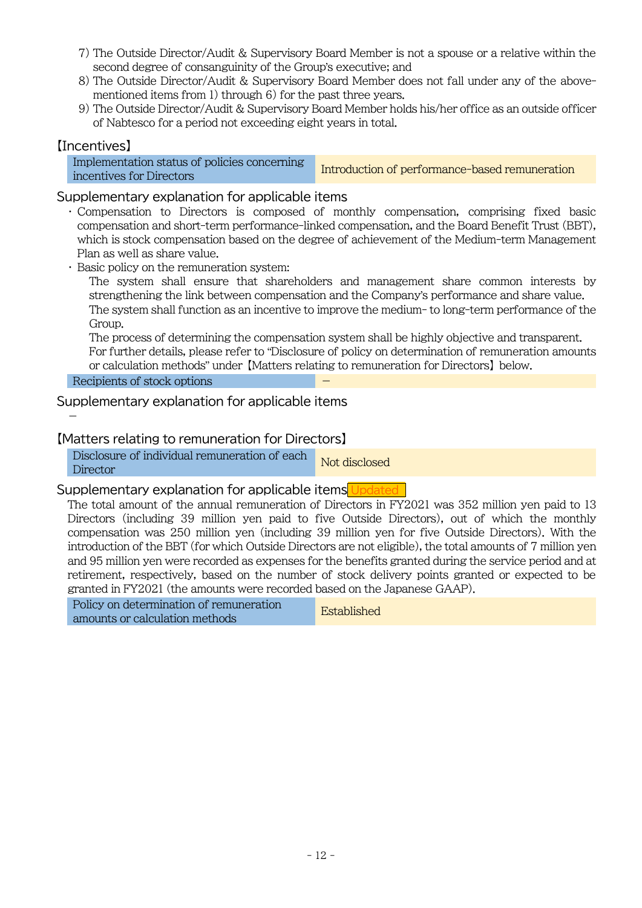7) The Outside Director/Audit & Supervisory Board Member is not a spouse or a relative within the second degree of consanguinity of the Group's executive; and
8) The Outside Director/Audit & Supervisory Board Member does not fall under any of the above-mentioned items from 1) through 6) for the past three years.
9) The Outside Director/Audit & Supervisory Board Member holds his/her office as an outside officer of Nabtesco for a period not exceeding eight years in total.

## 【Incentives】

| Implementation status of policies concerning incentives for Directors | Introduction of performance-based remuneration |
|---|---|

### Supplementary explanation for applicable items

- Compensation to Directors is composed of monthly compensation, comprising fixed basic compensation and short-term performance-linked compensation, and the Board Benefit Trust (BBT), which is stock compensation based on the degree of achievement of the Medium-term Management Plan as well as share value.
- Basic policy on the remuneration system:
  The system shall ensure that shareholders and management share common interests by strengthening the link between compensation and the Company's performance and share value.
  The system shall function as an incentive to improve the medium- to long-term performance of the Group.
  The process of determining the compensation system shall be highly objective and transparent.
  For further details, please refer to "Disclosure of policy on determination of remuneration amounts or calculation methods" under【Matters relating to remuneration for Directors】below.

| Recipients of stock options | – |
|---|---|

### Supplementary explanation for applicable items

–

## 【Matters relating to remuneration for Directors】

| Disclosure of individual remuneration of each Director | Not disclosed |
|---|---|

### Supplementary explanation for applicable items Updated

The total amount of the annual remuneration of Directors in FY2021 was 352 million yen paid to 13 Directors (including 39 million yen paid to five Outside Directors), out of which the monthly compensation was 250 million yen (including 39 million yen for five Outside Directors). With the introduction of the BBT (for which Outside Directors are not eligible), the total amounts of 7 million yen and 95 million yen were recorded as expenses for the benefits granted during the service period and at retirement, respectively, based on the number of stock delivery points granted or expected to be granted in FY2021 (the amounts were recorded based on the Japanese GAAP).

| Policy on determination of remuneration amounts or calculation methods | Established |
|---|---|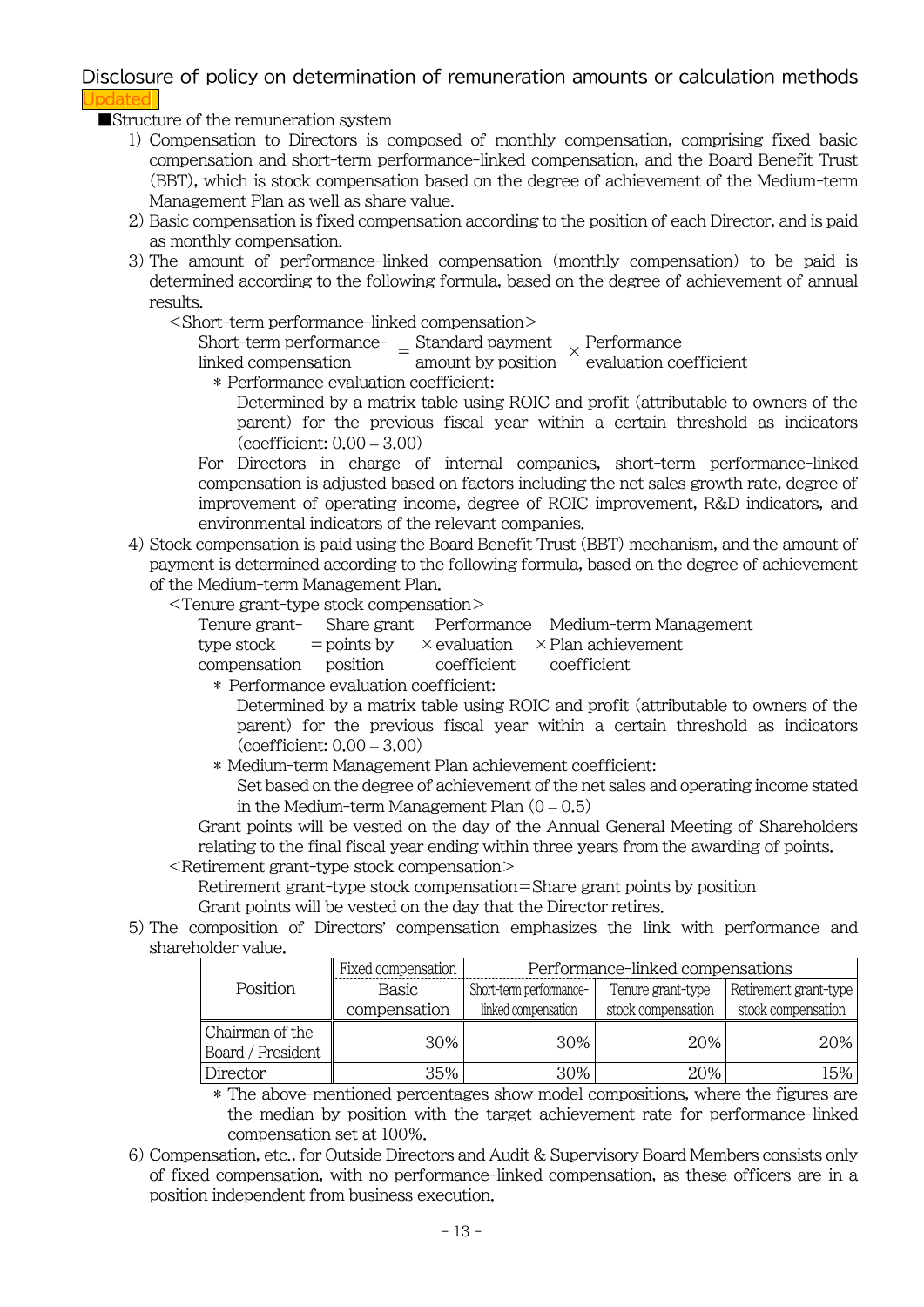## Disclosure of policy on determination of remuneration amounts or calculation methods

Updated

■Structure of the remuneration system

1) Compensation to Directors is composed of monthly compensation, comprising fixed basic compensation and short-term performance-linked compensation, and the Board Benefit Trust (BBT), which is stock compensation based on the degree of achievement of the Medium-term Management Plan as well as share value.
2) Basic compensation is fixed compensation according to the position of each Director, and is paid as monthly compensation.
3) The amount of performance-linked compensation (monthly compensation) to be paid is determined according to the following formula, based on the degree of achievement of annual results.

   <Short-term performance-linked compensation>

   Short-term performance-linked compensation = Standard payment amount by position × Performance evaluation coefficient

   * Performance evaluation coefficient:
     Determined by a matrix table using ROIC and profit (attributable to owners of the parent) for the previous fiscal year within a certain threshold as indicators (coefficient: 0.00 – 3.00)

   For Directors in charge of internal companies, short-term performance-linked compensation is adjusted based on factors including the net sales growth rate, degree of improvement of operating income, degree of ROIC improvement, R&D indicators, and environmental indicators of the relevant companies.

4) Stock compensation is paid using the Board Benefit Trust (BBT) mechanism, and the amount of payment is determined according to the following formula, based on the degree of achievement of the Medium-term Management Plan.

   <Tenure grant-type stock compensation>

   Tenure grant-type stock compensation = Share grant points by position × Performance evaluation coefficient × Medium-term Management Plan achievement coefficient

   * Performance evaluation coefficient:
     Determined by a matrix table using ROIC and profit (attributable to owners of the parent) for the previous fiscal year within a certain threshold as indicators (coefficient: 0.00 – 3.00)
   * Medium-term Management Plan achievement coefficient:
     Set based on the degree of achievement of the net sales and operating income stated in the Medium-term Management Plan (0 – 0.5)

   Grant points will be vested on the day of the Annual General Meeting of Shareholders relating to the final fiscal year ending within three years from the awarding of points.

   <Retirement grant-type stock compensation>

   Retirement grant-type stock compensation = Share grant points by position

   Grant points will be vested on the day that the Director retires.

5) The composition of Directors' compensation emphasizes the link with performance and shareholder value.

| Position | Fixed compensation | Performance-linked compensations | | |
|---|---|---|---|---|
| | Basic compensation | Short-term performance-linked compensation | Tenure grant-type stock compensation | Retirement grant-type stock compensation |
| Chairman of the Board / President | 30% | 30% | 20% | 20% |
| Director | 35% | 30% | 20% | 15% |

* The above-mentioned percentages show model compositions, where the figures are the median by position with the target achievement rate for performance-linked compensation set at 100%.

6) Compensation, etc., for Outside Directors and Audit & Supervisory Board Members consists only of fixed compensation, with no performance-linked compensation, as these officers are in a position independent from business execution.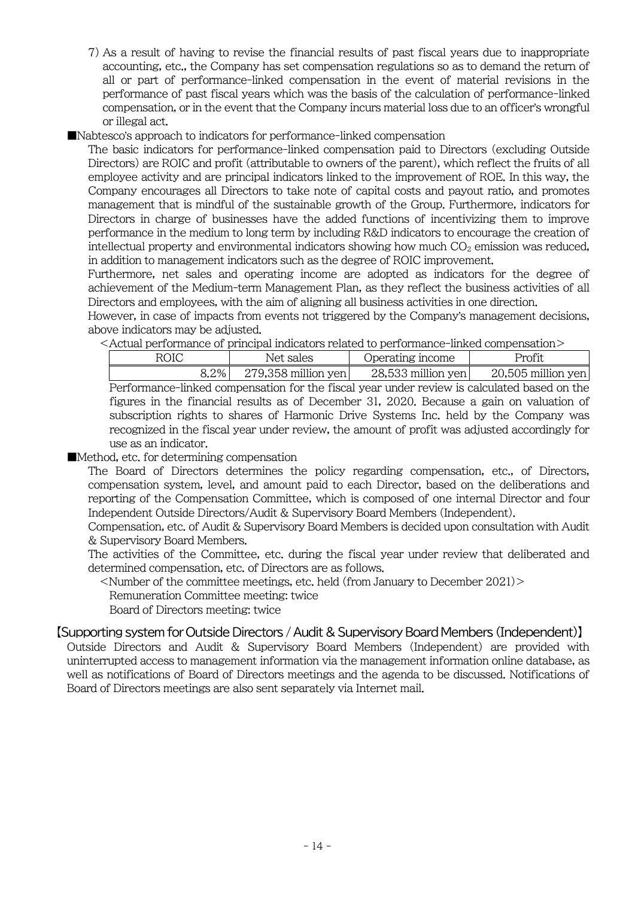7) As a result of having to revise the financial results of past fiscal years due to inappropriate accounting, etc., the Company has set compensation regulations so as to demand the return of all or part of performance-linked compensation in the event of material revisions in the performance of past fiscal years which was the basis of the calculation of performance-linked compensation, or in the event that the Company incurs material loss due to an officer's wrongful or illegal act.

■Nabtesco's approach to indicators for performance-linked compensation

The basic indicators for performance-linked compensation paid to Directors (excluding Outside Directors) are ROIC and profit (attributable to owners of the parent), which reflect the fruits of all employee activity and are principal indicators linked to the improvement of ROE. In this way, the Company encourages all Directors to take note of capital costs and payout ratio, and promotes management that is mindful of the sustainable growth of the Group. Furthermore, indicators for Directors in charge of businesses have the added functions of incentivizing them to improve performance in the medium to long term by including R&D indicators to encourage the creation of intellectual property and environmental indicators showing how much $CO_2$ emission was reduced, in addition to management indicators such as the degree of ROIC improvement.

Furthermore, net sales and operating income are adopted as indicators for the degree of achievement of the Medium-term Management Plan, as they reflect the business activities of all Directors and employees, with the aim of aligning all business activities in one direction.

However, in case of impacts from events not triggered by the Company's management decisions, above indicators may be adjusted.

<Actual performance of principal indicators related to performance-linked compensation>

| ROIC | Net sales | Operating income | Profit |
|---|---|---|---|
| 8.2% | 279,358 million yen | 28,533 million yen | 20,505 million yen |

Performance-linked compensation for the fiscal year under review is calculated based on the figures in the financial results as of December 31, 2020. Because a gain on valuation of subscription rights to shares of Harmonic Drive Systems Inc. held by the Company was recognized in the fiscal year under review, the amount of profit was adjusted accordingly for use as an indicator.

■Method, etc. for determining compensation

The Board of Directors determines the policy regarding compensation, etc., of Directors, compensation system, level, and amount paid to each Director, based on the deliberations and reporting of the Compensation Committee, which is composed of one internal Director and four Independent Outside Directors/Audit & Supervisory Board Members (Independent).

Compensation, etc. of Audit & Supervisory Board Members is decided upon consultation with Audit & Supervisory Board Members.

The activities of the Committee, etc. during the fiscal year under review that deliberated and determined compensation, etc. of Directors are as follows.

<Number of the committee meetings, etc. held (from January to December 2021)>
Remuneration Committee meeting: twice
Board of Directors meeting: twice

## 【Supporting system for Outside Directors / Audit & Supervisory Board Members (Independent)】

Outside Directors and Audit & Supervisory Board Members (Independent) are provided with uninterrupted access to management information via the management information online database, as well as notifications of Board of Directors meetings and the agenda to be discussed. Notifications of Board of Directors meetings are also sent separately via Internet mail.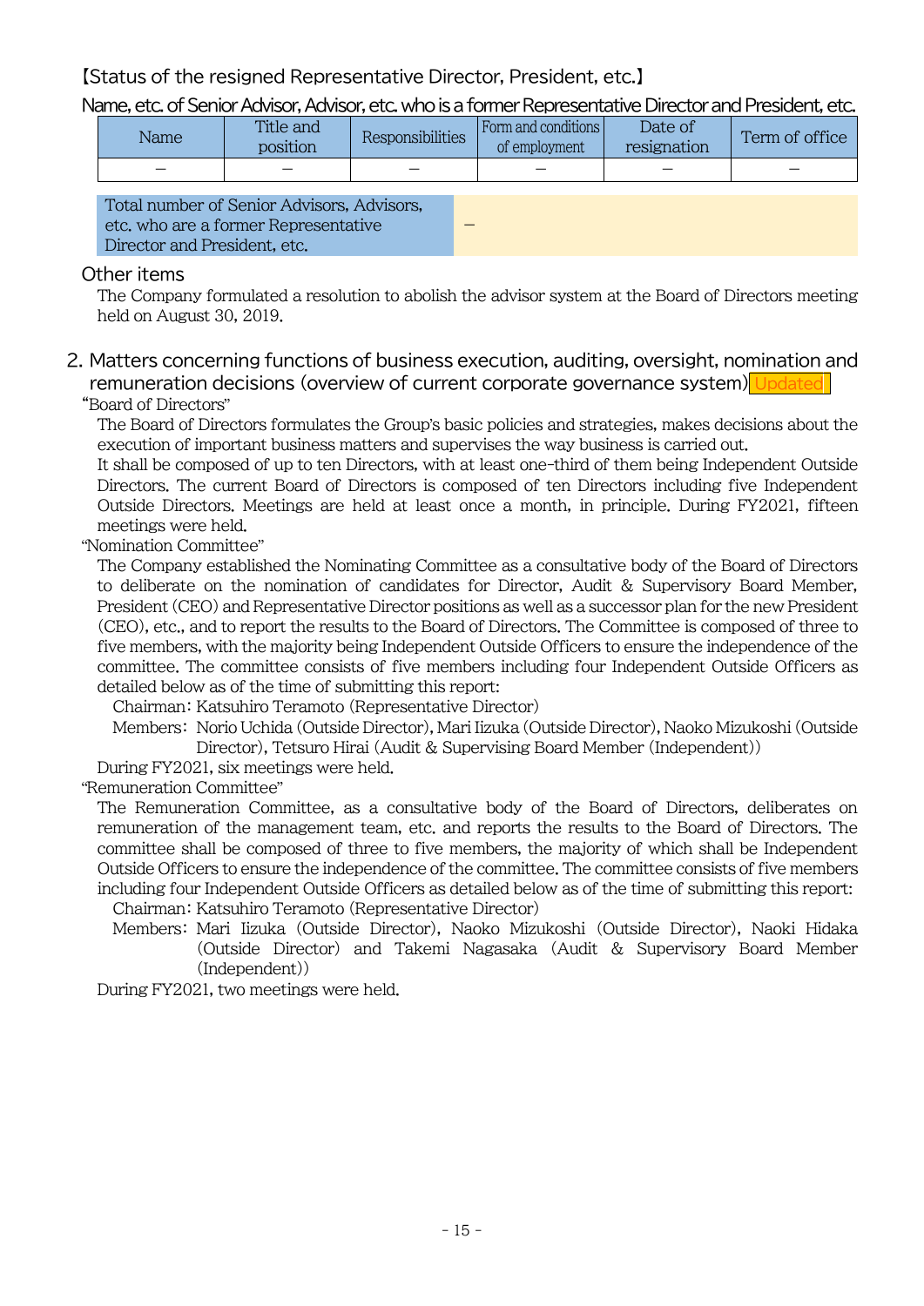【Status of the resigned Representative Director, President, etc.】

Name, etc. of Senior Advisor, Advisor, etc. who is a former Representative Director and President, etc.

| Name | Title and position | Responsibilities | Form and conditions of employment | Date of resignation | Term of office |
|---|---|---|---|---|---|
| – | – | – | – | – | – |

| Total number of Senior Advisors, Advisors, etc. who are a former Representative Director and President, etc. | – |
|---|---|

Other items

The Company formulated a resolution to abolish the advisor system at the Board of Directors meeting held on August 30, 2019.

## 2. Matters concerning functions of business execution, auditing, oversight, nomination and remuneration decisions (overview of current corporate governance system) Updated

"Board of Directors"

The Board of Directors formulates the Group's basic policies and strategies, makes decisions about the execution of important business matters and supervises the way business is carried out.

It shall be composed of up to ten Directors, with at least one-third of them being Independent Outside Directors. The current Board of Directors is composed of ten Directors including five Independent Outside Directors. Meetings are held at least once a month, in principle. During FY2021, fifteen meetings were held.

"Nomination Committee"

The Company established the Nominating Committee as a consultative body of the Board of Directors to deliberate on the nomination of candidates for Director, Audit & Supervisory Board Member, President (CEO) and Representative Director positions as well as a successor plan for the new President (CEO), etc., and to report the results to the Board of Directors. The Committee is composed of three to five members, with the majority being Independent Outside Officers to ensure the independence of the committee. The committee consists of five members including four Independent Outside Officers as detailed below as of the time of submitting this report:

Chairman: Katsuhiro Teramoto (Representative Director)

Members: Norio Uchida (Outside Director), Mari Iizuka (Outside Director), Naoko Mizukoshi (Outside Director), Tetsuro Hirai (Audit & Supervising Board Member (Independent))

During FY2021, six meetings were held.

"Remuneration Committee"

The Remuneration Committee, as a consultative body of the Board of Directors, deliberates on remuneration of the management team, etc. and reports the results to the Board of Directors. The committee shall be composed of three to five members, the majority of which shall be Independent Outside Officers to ensure the independence of the committee. The committee consists of five members including four Independent Outside Officers as detailed below as of the time of submitting this report:

Chairman: Katsuhiro Teramoto (Representative Director)

Members: Mari Iizuka (Outside Director), Naoko Mizukoshi (Outside Director), Naoki Hidaka (Outside Director) and Takemi Nagasaka (Audit & Supervisory Board Member (Independent))

During FY2021, two meetings were held.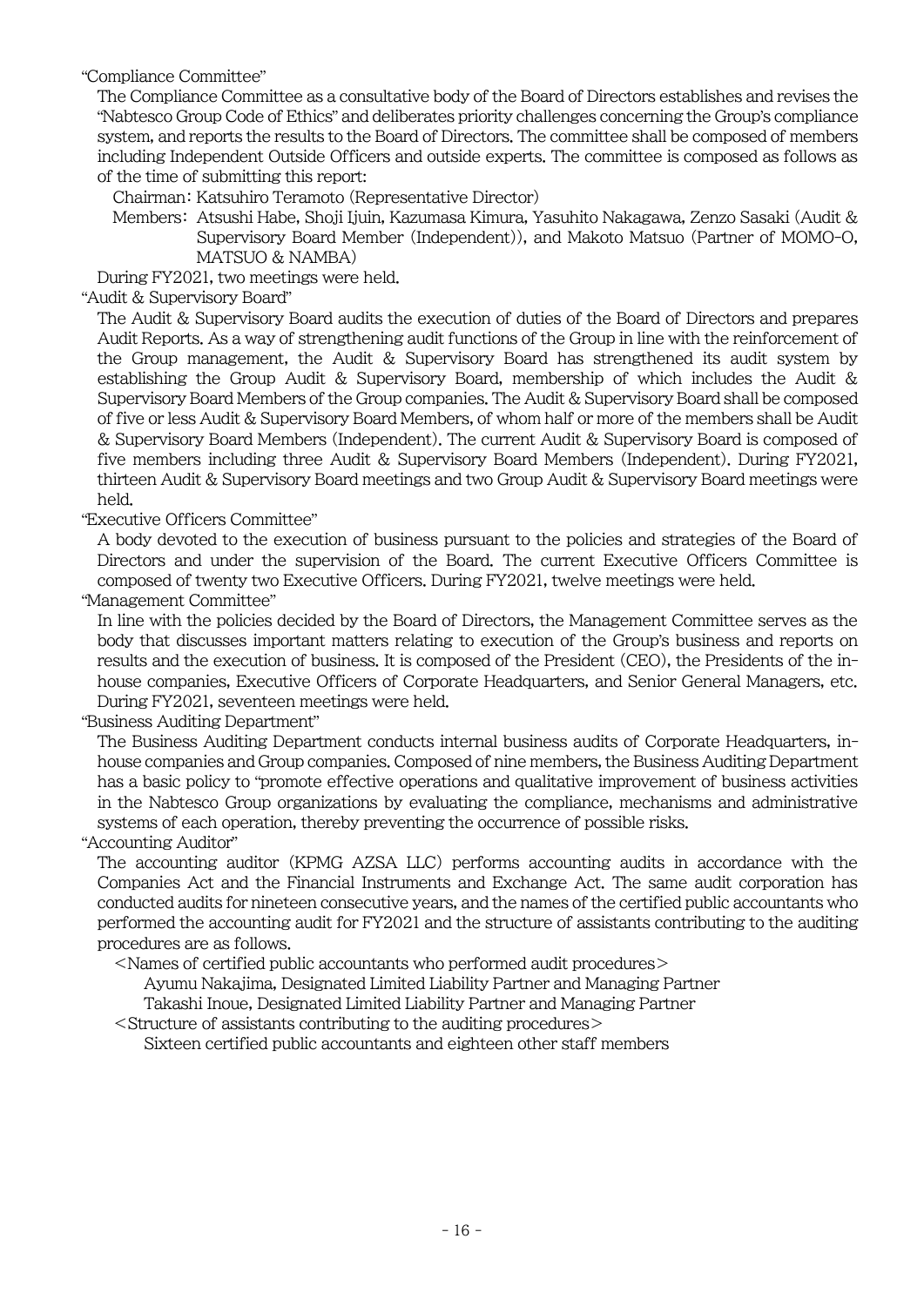"Compliance Committee"

The Compliance Committee as a consultative body of the Board of Directors establishes and revises the "Nabtesco Group Code of Ethics" and deliberates priority challenges concerning the Group's compliance system, and reports the results to the Board of Directors. The committee shall be composed of members including Independent Outside Officers and outside experts. The committee is composed as follows as of the time of submitting this report:

Chairman: Katsuhiro Teramoto (Representative Director)

Members: Atsushi Habe, Shoji Ijuin, Kazumasa Kimura, Yasuhito Nakagawa, Zenzo Sasaki (Audit & Supervisory Board Member (Independent)), and Makoto Matsuo (Partner of MOMO-O, MATSUO & NAMBA)

During FY2021, two meetings were held.

"Audit & Supervisory Board"

The Audit & Supervisory Board audits the execution of duties of the Board of Directors and prepares Audit Reports. As a way of strengthening audit functions of the Group in line with the reinforcement of the Group management, the Audit & Supervisory Board has strengthened its audit system by establishing the Group Audit & Supervisory Board, membership of which includes the Audit & Supervisory Board Members of the Group companies. The Audit & Supervisory Board shall be composed of five or less Audit & Supervisory Board Members, of whom half or more of the members shall be Audit & Supervisory Board Members (Independent). The current Audit & Supervisory Board is composed of five members including three Audit & Supervisory Board Members (Independent). During FY2021, thirteen Audit & Supervisory Board meetings and two Group Audit & Supervisory Board meetings were held.

"Executive Officers Committee"

A body devoted to the execution of business pursuant to the policies and strategies of the Board of Directors and under the supervision of the Board. The current Executive Officers Committee is composed of twenty two Executive Officers. During FY2021, twelve meetings were held.

"Management Committee"

In line with the policies decided by the Board of Directors, the Management Committee serves as the body that discusses important matters relating to execution of the Group's business and reports on results and the execution of business. It is composed of the President (CEO), the Presidents of the in-house companies, Executive Officers of Corporate Headquarters, and Senior General Managers, etc. During FY2021, seventeen meetings were held.

"Business Auditing Department"

The Business Auditing Department conducts internal business audits of Corporate Headquarters, in-house companies and Group companies. Composed of nine members, the Business Auditing Department has a basic policy to "promote effective operations and qualitative improvement of business activities in the Nabtesco Group organizations by evaluating the compliance, mechanisms and administrative systems of each operation, thereby preventing the occurrence of possible risks.

"Accounting Auditor"

The accounting auditor (KPMG AZSA LLC) performs accounting audits in accordance with the Companies Act and the Financial Instruments and Exchange Act. The same audit corporation has conducted audits for nineteen consecutive years, and the names of the certified public accountants who performed the accounting audit for FY2021 and the structure of assistants contributing to the auditing procedures are as follows.

<Names of certified public accountants who performed audit procedures>

Ayumu Nakajima, Designated Limited Liability Partner and Managing Partner

Takashi Inoue, Designated Limited Liability Partner and Managing Partner

<Structure of assistants contributing to the auditing procedures>

Sixteen certified public accountants and eighteen other staff members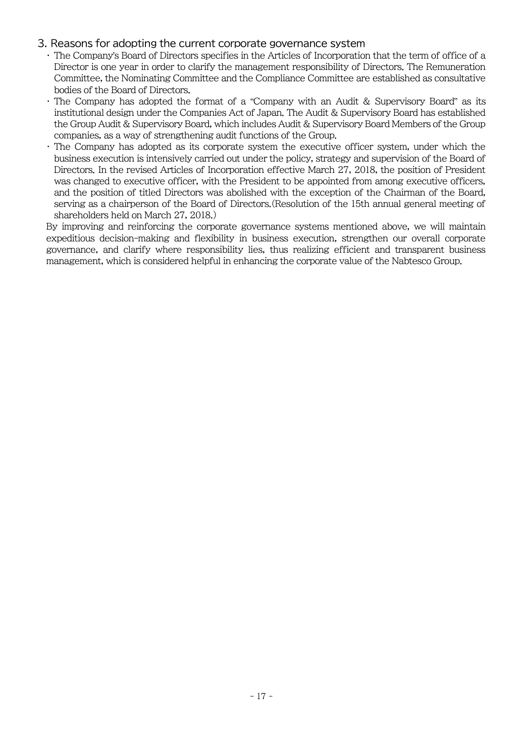## 3. Reasons for adopting the current corporate governance system

- The Company's Board of Directors specifies in the Articles of Incorporation that the term of office of a Director is one year in order to clarify the management responsibility of Directors. The Remuneration Committee, the Nominating Committee and the Compliance Committee are established as consultative bodies of the Board of Directors.
- The Company has adopted the format of a "Company with an Audit & Supervisory Board" as its institutional design under the Companies Act of Japan. The Audit & Supervisory Board has established the Group Audit & Supervisory Board, which includes Audit & Supervisory Board Members of the Group companies, as a way of strengthening audit functions of the Group.
- The Company has adopted as its corporate system the executive officer system, under which the business execution is intensively carried out under the policy, strategy and supervision of the Board of Directors. In the revised Articles of Incorporation effective March 27, 2018, the position of President was changed to executive officer, with the President to be appointed from among executive officers, and the position of titled Directors was abolished with the exception of the Chairman of the Board, serving as a chairperson of the Board of Directors.(Resolution of the 15th annual general meeting of shareholders held on March 27, 2018.)

By improving and reinforcing the corporate governance systems mentioned above, we will maintain expeditious decision-making and flexibility in business execution, strengthen our overall corporate governance, and clarify where responsibility lies, thus realizing efficient and transparent business management, which is considered helpful in enhancing the corporate value of the Nabtesco Group.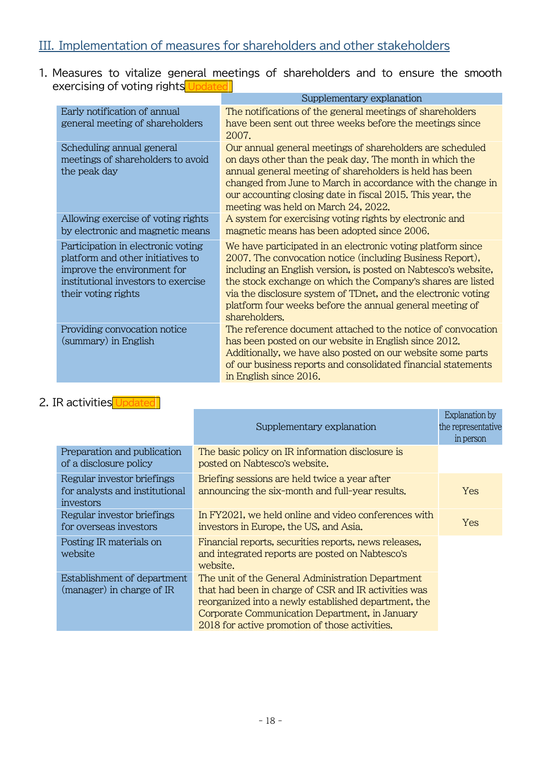## III. Implementation of measures for shareholders and other stakeholders

### 1. Measures to vitalize general meetings of shareholders and to ensure the smooth exercising of voting rights Updated

| | Supplementary explanation |
|---|---|
| Early notification of annual general meeting of shareholders | The notifications of the general meetings of shareholders have been sent out three weeks before the meetings since 2007. |
| Scheduling annual general meetings of shareholders to avoid the peak day | Our annual general meetings of shareholders are scheduled on days other than the peak day. The month in which the annual general meeting of shareholders is held has been changed from June to March in accordance with the change in our accounting closing date in fiscal 2015. This year, the meeting was held on March 24, 2022. |
| Allowing exercise of voting rights by electronic and magnetic means | A system for exercising voting rights by electronic and magnetic means has been adopted since 2006. |
| Participation in electronic voting platform and other initiatives to improve the environment for institutional investors to exercise their voting rights | We have participated in an electronic voting platform since 2007. The convocation notice (including Business Report), including an English version, is posted on Nabtesco's website, the stock exchange on which the Company's shares are listed via the disclosure system of TDnet, and the electronic voting platform four weeks before the annual general meeting of shareholders. |
| Providing convocation notice (summary) in English | The reference document attached to the notice of convocation has been posted on our website in English since 2012. Additionally, we have also posted on our website some parts of our business reports and consolidated financial statements in English since 2016. |

### 2. IR activities Updated

| | Supplementary explanation | Explanation by the representative in person |
|---|---|---|
| Preparation and publication of a disclosure policy | The basic policy on IR information disclosure is posted on Nabtesco's website. | |
| Regular investor briefings for analysts and institutional investors | Briefing sessions are held twice a year after announcing the six-month and full-year results. | Yes |
| Regular investor briefings for overseas investors | In FY2021, we held online and video conferences with investors in Europe, the US, and Asia. | Yes |
| Posting IR materials on website | Financial reports, securities reports, news releases, and integrated reports are posted on Nabtesco's website. | |
| Establishment of department (manager) in charge of IR | The unit of the General Administration Department that had been in charge of CSR and IR activities was reorganized into a newly established department, the Corporate Communication Department, in January 2018 for active promotion of those activities. | |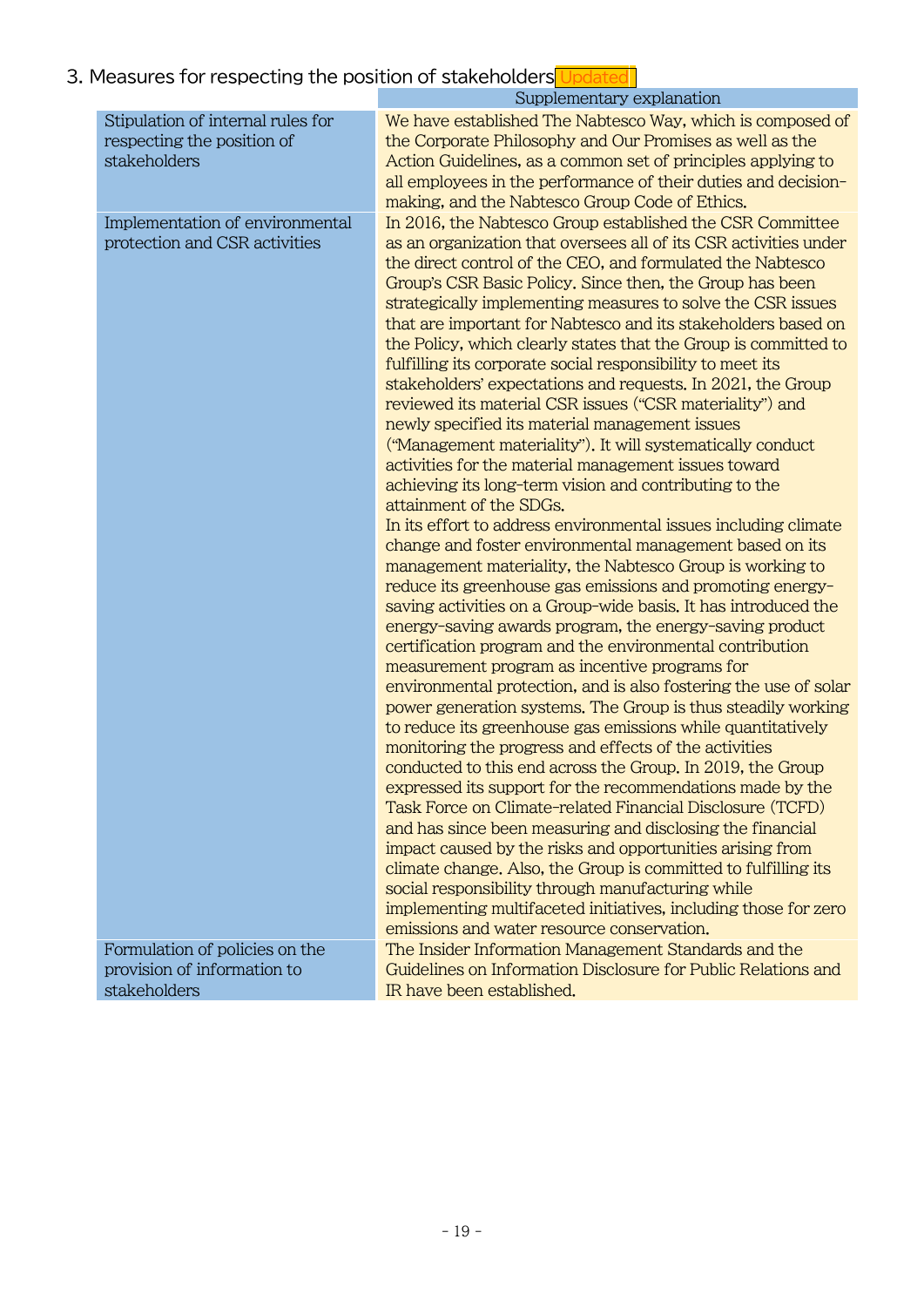## 3. Measures for respecting the position of stakeholders Updated

| | Supplementary explanation |
|---|---|
| Stipulation of internal rules for respecting the position of stakeholders | We have established The Nabtesco Way, which is composed of the Corporate Philosophy and Our Promises as well as the Action Guidelines, as a common set of principles applying to all employees in the performance of their duties and decision-making, and the Nabtesco Group Code of Ethics. |
| Implementation of environmental protection and CSR activities | In 2016, the Nabtesco Group established the CSR Committee as an organization that oversees all of its CSR activities under the direct control of the CEO, and formulated the Nabtesco Group's CSR Basic Policy. Since then, the Group has been strategically implementing measures to solve the CSR issues that are important for Nabtesco and its stakeholders based on the Policy, which clearly states that the Group is committed to fulfilling its corporate social responsibility to meet its stakeholders' expectations and requests. In 2021, the Group reviewed its material CSR issues ("CSR materiality") and newly specified its material management issues ("Management materiality"). It will systematically conduct activities for the material management issues toward achieving its long-term vision and contributing to the attainment of the SDGs.<br>In its effort to address environmental issues including climate change and foster environmental management based on its management materiality, the Nabtesco Group is working to reduce its greenhouse gas emissions and promoting energy-saving activities on a Group-wide basis. It has introduced the energy-saving awards program, the energy-saving product certification program and the environmental contribution measurement program as incentive programs for environmental protection, and is also fostering the use of solar power generation systems. The Group is thus steadily working to reduce its greenhouse gas emissions while quantitatively monitoring the progress and effects of the activities conducted to this end across the Group. In 2019, the Group expressed its support for the recommendations made by the Task Force on Climate-related Financial Disclosure (TCFD) and has since been measuring and disclosing the financial impact caused by the risks and opportunities arising from climate change. Also, the Group is committed to fulfilling its social responsibility through manufacturing while implementing multifaceted initiatives, including those for zero emissions and water resource conservation. |
| Formulation of policies on the provision of information to stakeholders | The Insider Information Management Standards and the Guidelines on Information Disclosure for Public Relations and IR have been established. |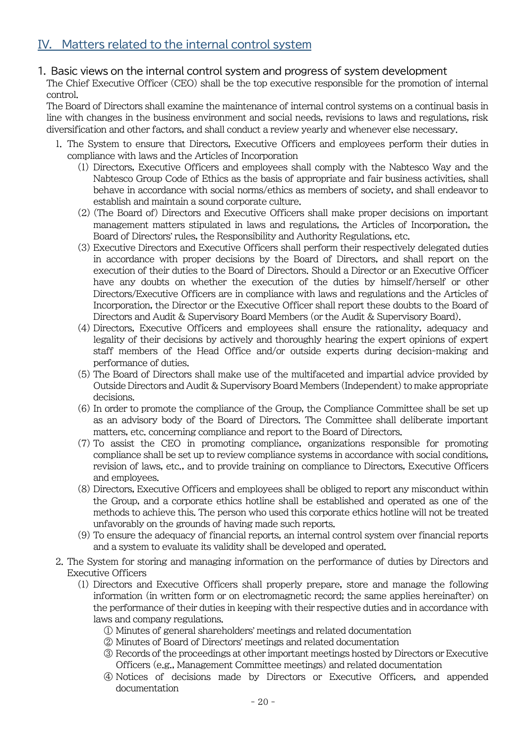## IV. Matters related to the internal control system

### 1. Basic views on the internal control system and progress of system development

The Chief Executive Officer (CEO) shall be the top executive responsible for the promotion of internal control.

The Board of Directors shall examine the maintenance of internal control systems on a continual basis in line with changes in the business environment and social needs, revisions to laws and regulations, risk diversification and other factors, and shall conduct a review yearly and whenever else necessary.

1. The System to ensure that Directors, Executive Officers and employees perform their duties in compliance with laws and the Articles of Incorporation
   (1) Directors, Executive Officers and employees shall comply with the Nabtesco Way and the Nabtesco Group Code of Ethics as the basis of appropriate and fair business activities, shall behave in accordance with social norms/ethics as members of society, and shall endeavor to establish and maintain a sound corporate culture.
   (2) (The Board of) Directors and Executive Officers shall make proper decisions on important management matters stipulated in laws and regulations, the Articles of Incorporation, the Board of Directors' rules, the Responsibility and Authority Regulations, etc.
   (3) Executive Directors and Executive Officers shall perform their respectively delegated duties in accordance with proper decisions by the Board of Directors, and shall report on the execution of their duties to the Board of Directors. Should a Director or an Executive Officer have any doubts on whether the execution of the duties by himself/herself or other Directors/Executive Officers are in compliance with laws and regulations and the Articles of Incorporation, the Director or the Executive Officer shall report these doubts to the Board of Directors and Audit & Supervisory Board Members (or the Audit & Supervisory Board).
   (4) Directors, Executive Officers and employees shall ensure the rationality, adequacy and legality of their decisions by actively and thoroughly hearing the expert opinions of expert staff members of the Head Office and/or outside experts during decision-making and performance of duties.
   (5) The Board of Directors shall make use of the multifaceted and impartial advice provided by Outside Directors and Audit & Supervisory Board Members (Independent) to make appropriate decisions.
   (6) In order to promote the compliance of the Group, the Compliance Committee shall be set up as an advisory body of the Board of Directors. The Committee shall deliberate important matters, etc. concerning compliance and report to the Board of Directors.
   (7) To assist the CEO in promoting compliance, organizations responsible for promoting compliance shall be set up to review compliance systems in accordance with social conditions, revision of laws, etc., and to provide training on compliance to Directors, Executive Officers and employees.
   (8) Directors, Executive Officers and employees shall be obliged to report any misconduct within the Group, and a corporate ethics hotline shall be established and operated as one of the methods to achieve this. The person who used this corporate ethics hotline will not be treated unfavorably on the grounds of having made such reports.
   (9) To ensure the adequacy of financial reports, an internal control system over financial reports and a system to evaluate its validity shall be developed and operated.
2. The System for storing and managing information on the performance of duties by Directors and Executive Officers
   (1) Directors and Executive Officers shall properly prepare, store and manage the following information (in written form or on electromagnetic record; the same applies hereinafter) on the performance of their duties in keeping with their respective duties and in accordance with laws and company regulations.
      ① Minutes of general shareholders' meetings and related documentation
      ② Minutes of Board of Directors' meetings and related documentation
      ③ Records of the proceedings at other important meetings hosted by Directors or Executive Officers (e.g., Management Committee meetings) and related documentation
      ④ Notices of decisions made by Directors or Executive Officers, and appended documentation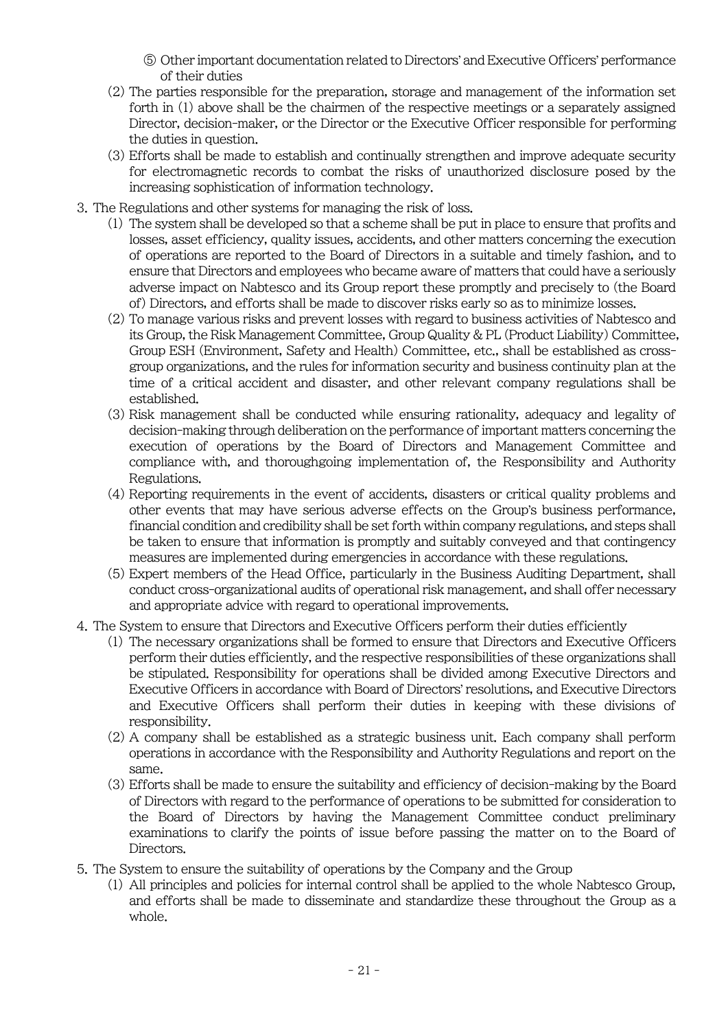⑤ Other important documentation related to Directors' and Executive Officers' performance of their duties

(2) The parties responsible for the preparation, storage and management of the information set forth in (1) above shall be the chairmen of the respective meetings or a separately assigned Director, decision-maker, or the Director or the Executive Officer responsible for performing the duties in question.

(3) Efforts shall be made to establish and continually strengthen and improve adequate security for electromagnetic records to combat the risks of unauthorized disclosure posed by the increasing sophistication of information technology.

3. The Regulations and other systems for managing the risk of loss.

(1) The system shall be developed so that a scheme shall be put in place to ensure that profits and losses, asset efficiency, quality issues, accidents, and other matters concerning the execution of operations are reported to the Board of Directors in a suitable and timely fashion, and to ensure that Directors and employees who became aware of matters that could have a seriously adverse impact on Nabtesco and its Group report these promptly and precisely to (the Board of) Directors, and efforts shall be made to discover risks early so as to minimize losses.

(2) To manage various risks and prevent losses with regard to business activities of Nabtesco and its Group, the Risk Management Committee, Group Quality & PL (Product Liability) Committee, Group ESH (Environment, Safety and Health) Committee, etc., shall be established as cross-group organizations, and the rules for information security and business continuity plan at the time of a critical accident and disaster, and other relevant company regulations shall be established.

(3) Risk management shall be conducted while ensuring rationality, adequacy and legality of decision-making through deliberation on the performance of important matters concerning the execution of operations by the Board of Directors and Management Committee and compliance with, and thoroughgoing implementation of, the Responsibility and Authority Regulations.

(4) Reporting requirements in the event of accidents, disasters or critical quality problems and other events that may have serious adverse effects on the Group's business performance, financial condition and credibility shall be set forth within company regulations, and steps shall be taken to ensure that information is promptly and suitably conveyed and that contingency measures are implemented during emergencies in accordance with these regulations.

(5) Expert members of the Head Office, particularly in the Business Auditing Department, shall conduct cross-organizational audits of operational risk management, and shall offer necessary and appropriate advice with regard to operational improvements.

4. The System to ensure that Directors and Executive Officers perform their duties efficiently

(1) The necessary organizations shall be formed to ensure that Directors and Executive Officers perform their duties efficiently, and the respective responsibilities of these organizations shall be stipulated. Responsibility for operations shall be divided among Executive Directors and Executive Officers in accordance with Board of Directors' resolutions, and Executive Directors and Executive Officers shall perform their duties in keeping with these divisions of responsibility.

(2) A company shall be established as a strategic business unit. Each company shall perform operations in accordance with the Responsibility and Authority Regulations and report on the same.

(3) Efforts shall be made to ensure the suitability and efficiency of decision-making by the Board of Directors with regard to the performance of operations to be submitted for consideration to the Board of Directors by having the Management Committee conduct preliminary examinations to clarify the points of issue before passing the matter on to the Board of Directors.

5. The System to ensure the suitability of operations by the Company and the Group

(1) All principles and policies for internal control shall be applied to the whole Nabtesco Group, and efforts shall be made to disseminate and standardize these throughout the Group as a whole.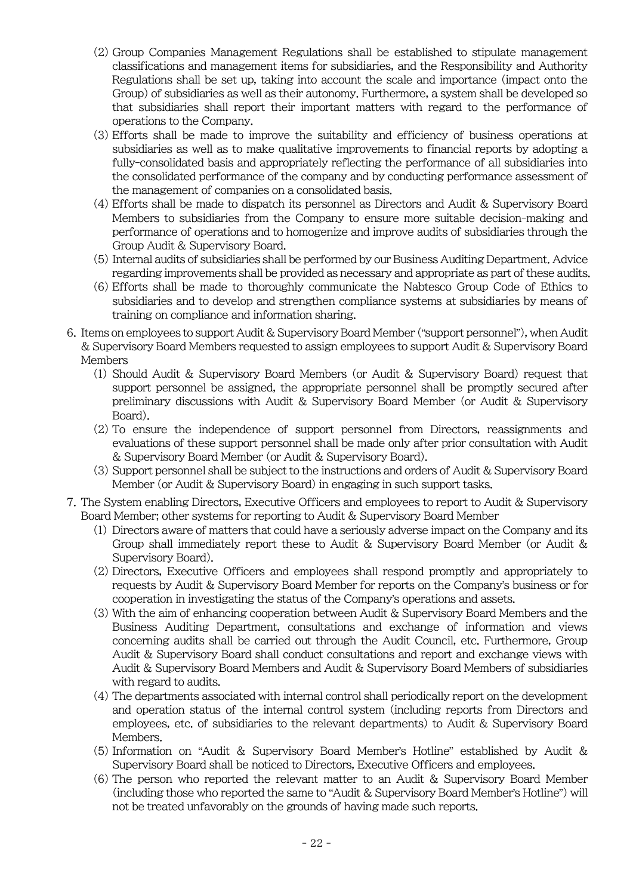(2) Group Companies Management Regulations shall be established to stipulate management classifications and management items for subsidiaries, and the Responsibility and Authority Regulations shall be set up, taking into account the scale and importance (impact onto the Group) of subsidiaries as well as their autonomy. Furthermore, a system shall be developed so that subsidiaries shall report their important matters with regard to the performance of operations to the Company.

(3) Efforts shall be made to improve the suitability and efficiency of business operations at subsidiaries as well as to make qualitative improvements to financial reports by adopting a fully-consolidated basis and appropriately reflecting the performance of all subsidiaries into the consolidated performance of the company and by conducting performance assessment of the management of companies on a consolidated basis.

(4) Efforts shall be made to dispatch its personnel as Directors and Audit & Supervisory Board Members to subsidiaries from the Company to ensure more suitable decision-making and performance of operations and to homogenize and improve audits of subsidiaries through the Group Audit & Supervisory Board.

(5) Internal audits of subsidiaries shall be performed by our Business Auditing Department. Advice regarding improvements shall be provided as necessary and appropriate as part of these audits.

(6) Efforts shall be made to thoroughly communicate the Nabtesco Group Code of Ethics to subsidiaries and to develop and strengthen compliance systems at subsidiaries by means of training on compliance and information sharing.

6. Items on employees to support Audit & Supervisory Board Member ("support personnel"), when Audit & Supervisory Board Members requested to assign employees to support Audit & Supervisory Board Members

(1) Should Audit & Supervisory Board Members (or Audit & Supervisory Board) request that support personnel be assigned, the appropriate personnel shall be promptly secured after preliminary discussions with Audit & Supervisory Board Member (or Audit & Supervisory Board).

(2) To ensure the independence of support personnel from Directors, reassignments and evaluations of these support personnel shall be made only after prior consultation with Audit & Supervisory Board Member (or Audit & Supervisory Board).

(3) Support personnel shall be subject to the instructions and orders of Audit & Supervisory Board Member (or Audit & Supervisory Board) in engaging in such support tasks.

7. The System enabling Directors, Executive Officers and employees to report to Audit & Supervisory Board Member; other systems for reporting to Audit & Supervisory Board Member

(1) Directors aware of matters that could have a seriously adverse impact on the Company and its Group shall immediately report these to Audit & Supervisory Board Member (or Audit & Supervisory Board).

(2) Directors, Executive Officers and employees shall respond promptly and appropriately to requests by Audit & Supervisory Board Member for reports on the Company's business or for cooperation in investigating the status of the Company's operations and assets.

(3) With the aim of enhancing cooperation between Audit & Supervisory Board Members and the Business Auditing Department, consultations and exchange of information and views concerning audits shall be carried out through the Audit Council, etc. Furthermore, Group Audit & Supervisory Board shall conduct consultations and report and exchange views with Audit & Supervisory Board Members and Audit & Supervisory Board Members of subsidiaries with regard to audits.

(4) The departments associated with internal control shall periodically report on the development and operation status of the internal control system (including reports from Directors and employees, etc. of subsidiaries to the relevant departments) to Audit & Supervisory Board Members.

(5) Information on "Audit & Supervisory Board Member's Hotline" established by Audit & Supervisory Board shall be noticed to Directors, Executive Officers and employees.

(6) The person who reported the relevant matter to an Audit & Supervisory Board Member (including those who reported the same to "Audit & Supervisory Board Member's Hotline") will not be treated unfavorably on the grounds of having made such reports.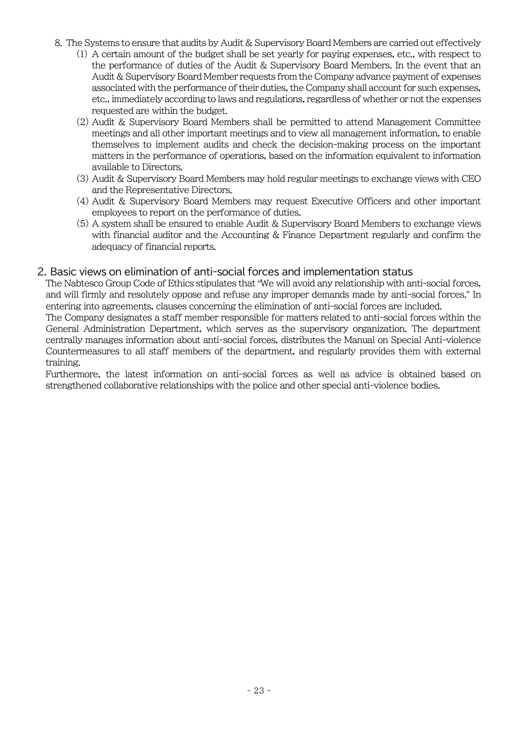8. The Systems to ensure that audits by Audit & Supervisory Board Members are carried out effectively
   (1) A certain amount of the budget shall be set yearly for paying expenses, etc., with respect to the performance of duties of the Audit & Supervisory Board Members. In the event that an Audit & Supervisory Board Member requests from the Company advance payment of expenses associated with the performance of their duties, the Company shall account for such expenses, etc., immediately according to laws and regulations, regardless of whether or not the expenses requested are within the budget.
   (2) Audit & Supervisory Board Members shall be permitted to attend Management Committee meetings and all other important meetings and to view all management information, to enable themselves to implement audits and check the decision-making process on the important matters in the performance of operations, based on the information equivalent to information available to Directors.
   (3) Audit & Supervisory Board Members may hold regular meetings to exchange views with CEO and the Representative Directors.
   (4) Audit & Supervisory Board Members may request Executive Officers and other important employees to report on the performance of duties.
   (5) A system shall be ensured to enable Audit & Supervisory Board Members to exchange views with financial auditor and the Accounting & Finance Department regularly and confirm the adequacy of financial reports.

## 2. Basic views on elimination of anti-social forces and implementation status

The Nabtesco Group Code of Ethics stipulates that "We will avoid any relationship with anti-social forces, and will firmly and resolutely oppose and refuse any improper demands made by anti-social forces." In entering into agreements, clauses concerning the elimination of anti-social forces are included.

The Company designates a staff member responsible for matters related to anti-social forces within the General Administration Department, which serves as the supervisory organization. The department centrally manages information about anti-social forces, distributes the Manual on Special Anti-violence Countermeasures to all staff members of the department, and regularly provides them with external training.

Furthermore, the latest information on anti-social forces as well as advice is obtained based on strengthened collaborative relationships with the police and other special anti-violence bodies.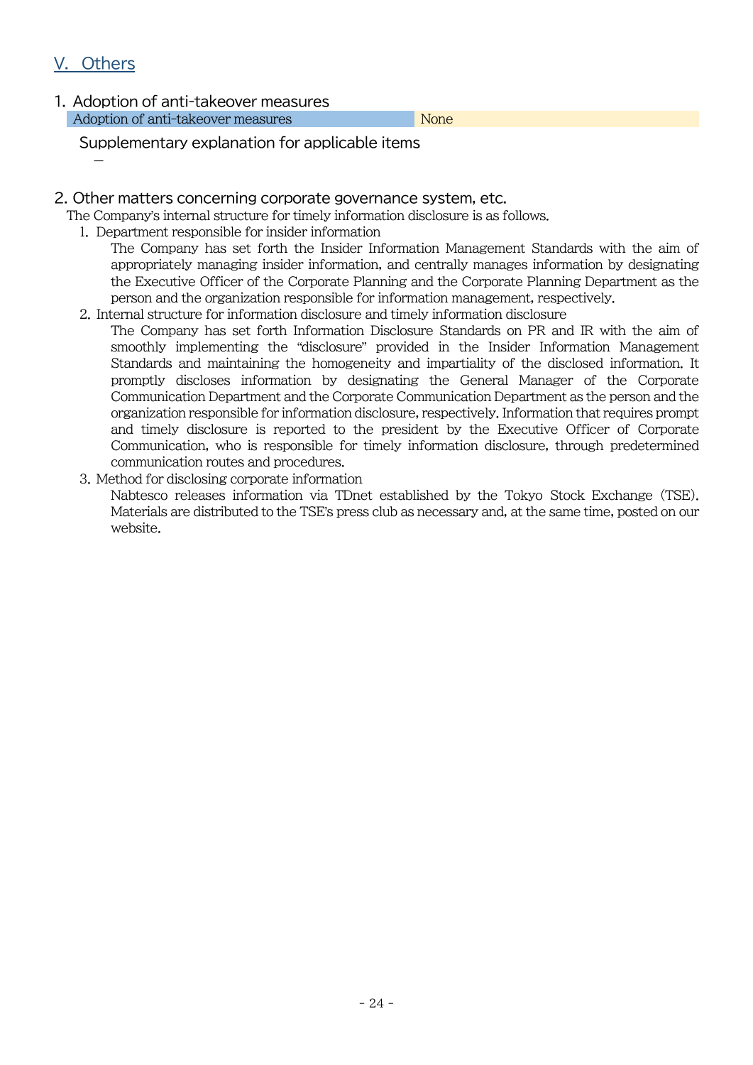## V. Others

### 1. Adoption of anti-takeover measures

| Adoption of anti-takeover measures | None |
| --- | --- |

Supplementary explanation for applicable items

—

### 2. Other matters concerning corporate governance system, etc.

The Company's internal structure for timely information disclosure is as follows.

1. Department responsible for insider information

   The Company has set forth the Insider Information Management Standards with the aim of appropriately managing insider information, and centrally manages information by designating the Executive Officer of the Corporate Planning and the Corporate Planning Department as the person and the organization responsible for information management, respectively.

2. Internal structure for information disclosure and timely information disclosure

   The Company has set forth Information Disclosure Standards on PR and IR with the aim of smoothly implementing the "disclosure" provided in the Insider Information Management Standards and maintaining the homogeneity and impartiality of the disclosed information. It promptly discloses information by designating the General Manager of the Corporate Communication Department and the Corporate Communication Department as the person and the organization responsible for information disclosure, respectively. Information that requires prompt and timely disclosure is reported to the president by the Executive Officer of Corporate Communication, who is responsible for timely information disclosure, through predetermined communication routes and procedures.

3. Method for disclosing corporate information

   Nabtesco releases information via TDnet established by the Tokyo Stock Exchange (TSE). Materials are distributed to the TSE's press club as necessary and, at the same time, posted on our website.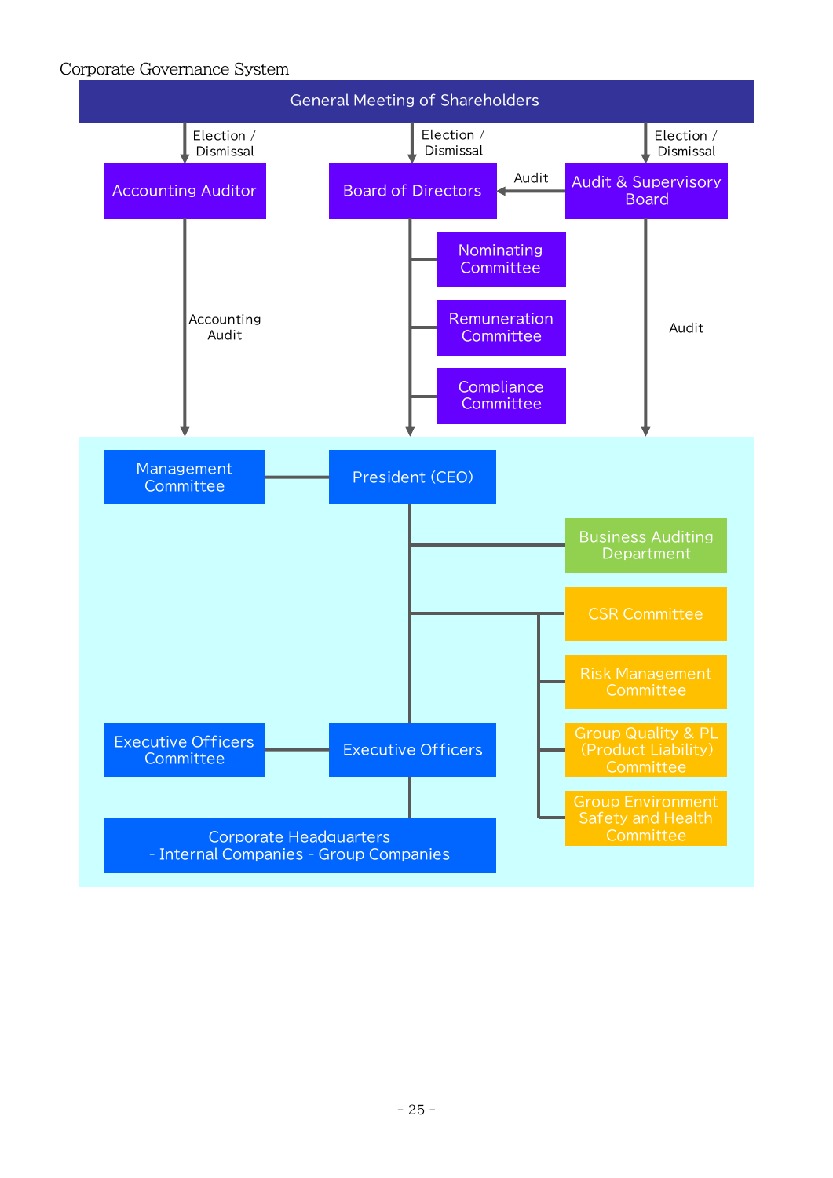Corporate Governance System

General Meeting of Shareholders

Election / Dismissal

Election / Dismissal

Election / Dismissal

Accounting Auditor

Board of Directors

Audit

Audit & Supervisory Board

Nominating Committee

Remuneration Committee

Compliance Committee

Accounting Audit

Audit

Management Committee

President (CEO)

Business Auditing Department

CSR Committee

Risk Management Committee

Group Quality & PL (Product Liability) Committee

Group Environment Safety and Health Committee

Executive Officers Committee

Executive Officers

Corporate Headquarters - Internal Companies - Group Companies